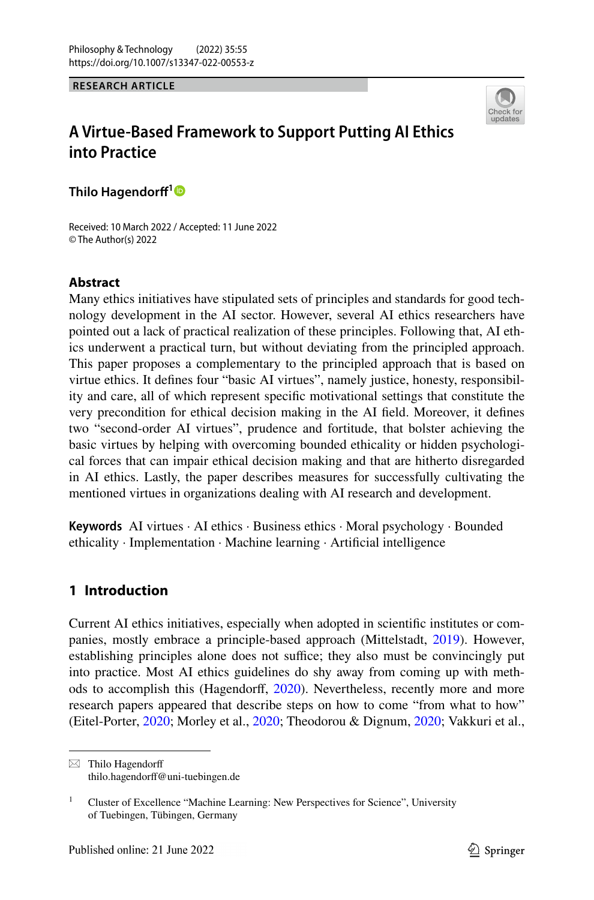RESEARCH ARTICLE

# A Virtue-Based Framework to Support Putting AI Ethics into Practice

**Thilo Hagendorff**[1]

Received: 10 March 2022 / Accepted: 11 June 2022
© The Author(s) 2022

## Abstract

Many ethics initiatives have stipulated sets of principles and standards for good technology development in the AI sector. However, several AI ethics researchers have pointed out a lack of practical realization of these principles. Following that, AI ethics underwent a practical turn, but without deviating from the principled approach. This paper proposes a complementary to the principled approach that is based on virtue ethics. It defines four "basic AI virtues", namely justice, honesty, responsibility and care, all of which represent specific motivational settings that constitute the very precondition for ethical decision making in the AI field. Moreover, it defines two "second-order AI virtues", prudence and fortitude, that bolster achieving the basic virtues by helping with overcoming bounded ethicality or hidden psychological forces that can impair ethical decision making and that are hitherto disregarded in AI ethics. Lastly, the paper describes measures for successfully cultivating the mentioned virtues in organizations dealing with AI research and development.

**Keywords** AI virtues · AI ethics · Business ethics · Moral psychology · Bounded ethicality · Implementation · Machine learning · Artificial intelligence

## 1 Introduction

Current AI ethics initiatives, especially when adopted in scientific institutes or companies, mostly embrace a principle-based approach (Mittelstadt, 2019). However, establishing principles alone does not suffice; they also must be convincingly put into practice. Most AI ethics guidelines do shy away from coming up with methods to accomplish this (Hagendorff, 2020). Nevertheless, recently more and more research papers appeared that describe steps on how to come "from what to how" (Eitel-Porter, 2020; Morley et al., 2020; Theodorou & Dignum, 2020; Vakkuri et al.,

---

✉ Thilo Hagendorff
thilo.hagendorff@uni-tuebingen.de

[1] Cluster of Excellence "Machine Learning: New Perspectives for Science", University of Tuebingen, Tübingen, Germany

Published online: 21 June 2022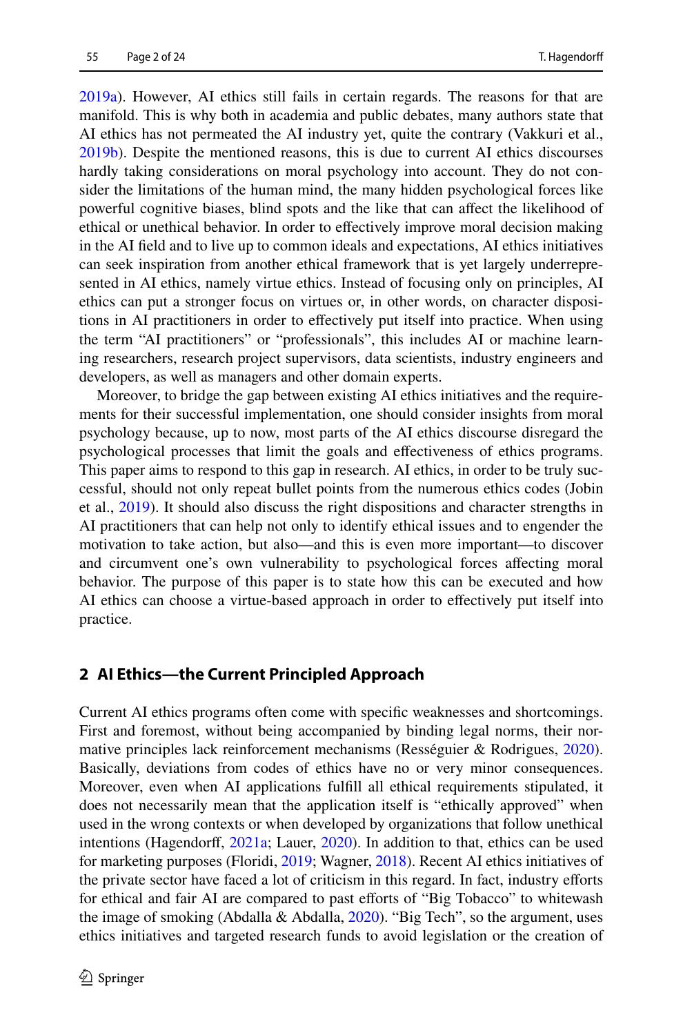2019a). However, AI ethics still fails in certain regards. The reasons for that are manifold. This is why both in academia and public debates, many authors state that AI ethics has not permeated the AI industry yet, quite the contrary (Vakkuri et al., 2019b). Despite the mentioned reasons, this is due to current AI ethics discourses hardly taking considerations on moral psychology into account. They do not consider the limitations of the human mind, the many hidden psychological forces like powerful cognitive biases, blind spots and the like that can affect the likelihood of ethical or unethical behavior. In order to effectively improve moral decision making in the AI field and to live up to common ideals and expectations, AI ethics initiatives can seek inspiration from another ethical framework that is yet largely underrepresented in AI ethics, namely virtue ethics. Instead of focusing only on principles, AI ethics can put a stronger focus on virtues or, in other words, on character dispositions in AI practitioners in order to effectively put itself into practice. When using the term "AI practitioners" or "professionals", this includes AI or machine learning researchers, research project supervisors, data scientists, industry engineers and developers, as well as managers and other domain experts.

Moreover, to bridge the gap between existing AI ethics initiatives and the requirements for their successful implementation, one should consider insights from moral psychology because, up to now, most parts of the AI ethics discourse disregard the psychological processes that limit the goals and effectiveness of ethics programs. This paper aims to respond to this gap in research. AI ethics, in order to be truly successful, should not only repeat bullet points from the numerous ethics codes (Jobin et al., 2019). It should also discuss the right dispositions and character strengths in AI practitioners that can help not only to identify ethical issues and to engender the motivation to take action, but also—and this is even more important—to discover and circumvent one's own vulnerability to psychological forces affecting moral behavior. The purpose of this paper is to state how this can be executed and how AI ethics can choose a virtue-based approach in order to effectively put itself into practice.

## 2 AI Ethics—the Current Principled Approach

Current AI ethics programs often come with specific weaknesses and shortcomings. First and foremost, without being accompanied by binding legal norms, their normative principles lack reinforcement mechanisms (Rességuier & Rodrigues, 2020). Basically, deviations from codes of ethics have no or very minor consequences. Moreover, even when AI applications fulfill all ethical requirements stipulated, it does not necessarily mean that the application itself is "ethically approved" when used in the wrong contexts or when developed by organizations that follow unethical intentions (Hagendorff, 2021a; Lauer, 2020). In addition to that, ethics can be used for marketing purposes (Floridi, 2019; Wagner, 2018). Recent AI ethics initiatives of the private sector have faced a lot of criticism in this regard. In fact, industry efforts for ethical and fair AI are compared to past efforts of "Big Tobacco" to whitewash the image of smoking (Abdalla & Abdalla, 2020). "Big Tech", so the argument, uses ethics initiatives and targeted research funds to avoid legislation or the creation of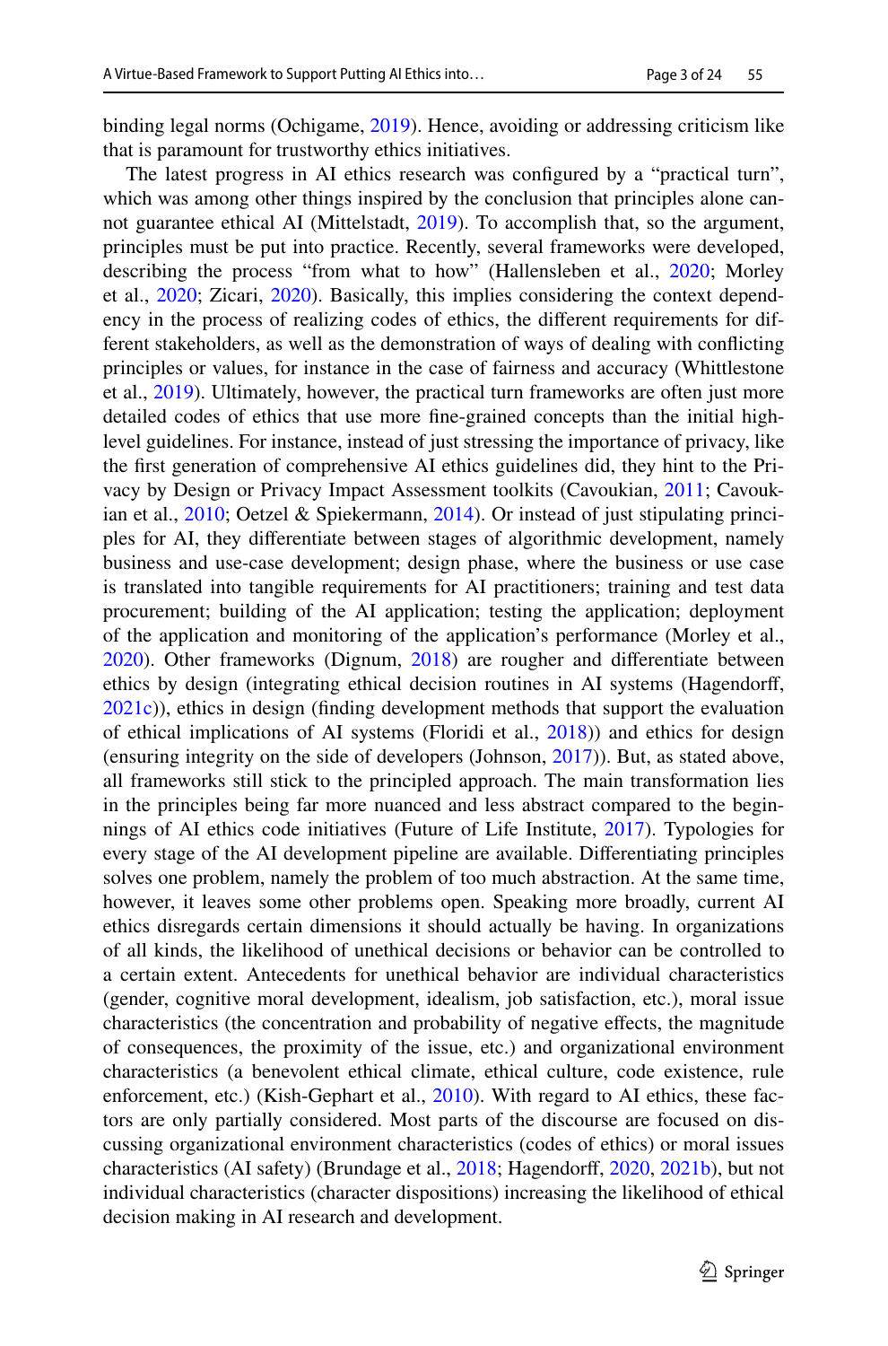binding legal norms (Ochigame, 2019). Hence, avoiding or addressing criticism like that is paramount for trustworthy ethics initiatives.

The latest progress in AI ethics research was configured by a "practical turn", which was among other things inspired by the conclusion that principles alone cannot guarantee ethical AI (Mittelstadt, 2019). To accomplish that, so the argument, principles must be put into practice. Recently, several frameworks were developed, describing the process "from what to how" (Hallensleben et al., 2020; Morley et al., 2020; Zicari, 2020). Basically, this implies considering the context dependency in the process of realizing codes of ethics, the different requirements for different stakeholders, as well as the demonstration of ways of dealing with conflicting principles or values, for instance in the case of fairness and accuracy (Whittlestone et al., 2019). Ultimately, however, the practical turn frameworks are often just more detailed codes of ethics that use more fine-grained concepts than the initial high-level guidelines. For instance, instead of just stressing the importance of privacy, like the first generation of comprehensive AI ethics guidelines did, they hint to the Privacy by Design or Privacy Impact Assessment toolkits (Cavoukian, 2011; Cavoukian et al., 2010; Oetzel & Spiekermann, 2014). Or instead of just stipulating principles for AI, they differentiate between stages of algorithmic development, namely business and use-case development; design phase, where the business or use case is translated into tangible requirements for AI practitioners; training and test data procurement; building of the AI application; testing the application; deployment of the application and monitoring of the application's performance (Morley et al., 2020). Other frameworks (Dignum, 2018) are rougher and differentiate between ethics by design (integrating ethical decision routines in AI systems (Hagendorff, 2021c)), ethics in design (finding development methods that support the evaluation of ethical implications of AI systems (Floridi et al., 2018)) and ethics for design (ensuring integrity on the side of developers (Johnson, 2017)). But, as stated above, all frameworks still stick to the principled approach. The main transformation lies in the principles being far more nuanced and less abstract compared to the beginnings of AI ethics code initiatives (Future of Life Institute, 2017). Typologies for every stage of the AI development pipeline are available. Differentiating principles solves one problem, namely the problem of too much abstraction. At the same time, however, it leaves some other problems open. Speaking more broadly, current AI ethics disregards certain dimensions it should actually be having. In organizations of all kinds, the likelihood of unethical decisions or behavior can be controlled to a certain extent. Antecedents for unethical behavior are individual characteristics (gender, cognitive moral development, idealism, job satisfaction, etc.), moral issue characteristics (the concentration and probability of negative effects, the magnitude of consequences, the proximity of the issue, etc.) and organizational environment characteristics (a benevolent ethical climate, ethical culture, code existence, rule enforcement, etc.) (Kish-Gephart et al., 2010). With regard to AI ethics, these factors are only partially considered. Most parts of the discourse are focused on discussing organizational environment characteristics (codes of ethics) or moral issues characteristics (AI safety) (Brundage et al., 2018; Hagendorff, 2020, 2021b), but not individual characteristics (character dispositions) increasing the likelihood of ethical decision making in AI research and development.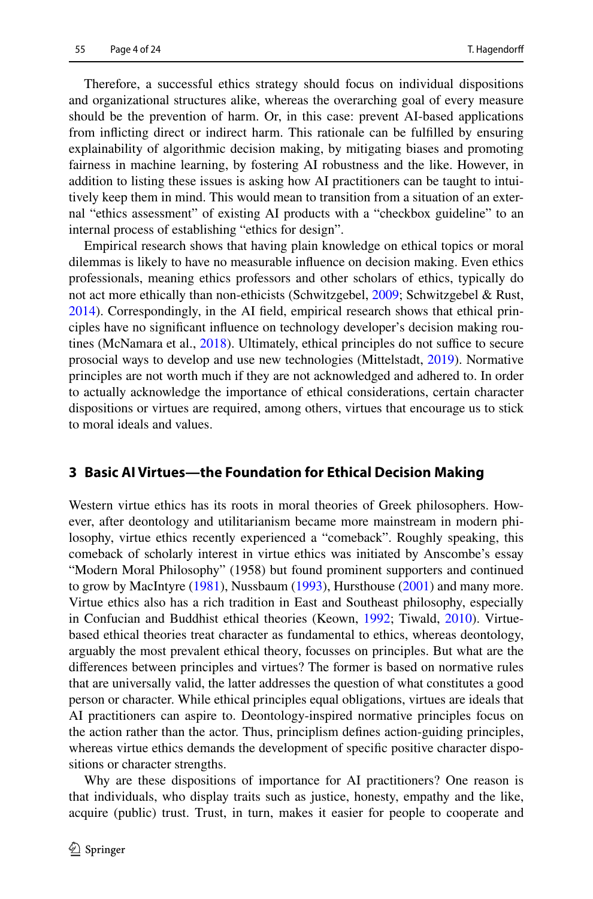Therefore, a successful ethics strategy should focus on individual dispositions and organizational structures alike, whereas the overarching goal of every measure should be the prevention of harm. Or, in this case: prevent AI-based applications from inflicting direct or indirect harm. This rationale can be fulfilled by ensuring explainability of algorithmic decision making, by mitigating biases and promoting fairness in machine learning, by fostering AI robustness and the like. However, in addition to listing these issues is asking how AI practitioners can be taught to intuitively keep them in mind. This would mean to transition from a situation of an external "ethics assessment" of existing AI products with a "checkbox guideline" to an internal process of establishing "ethics for design".

Empirical research shows that having plain knowledge on ethical topics or moral dilemmas is likely to have no measurable influence on decision making. Even ethics professionals, meaning ethics professors and other scholars of ethics, typically do not act more ethically than non-ethicists (Schwitzgebel, 2009; Schwitzgebel & Rust, 2014). Correspondingly, in the AI field, empirical research shows that ethical principles have no significant influence on technology developer's decision making routines (McNamara et al., 2018). Ultimately, ethical principles do not suffice to secure prosocial ways to develop and use new technologies (Mittelstadt, 2019). Normative principles are not worth much if they are not acknowledged and adhered to. In order to actually acknowledge the importance of ethical considerations, certain character dispositions or virtues are required, among others, virtues that encourage us to stick to moral ideals and values.

## 3 Basic AI Virtues—the Foundation for Ethical Decision Making

Western virtue ethics has its roots in moral theories of Greek philosophers. However, after deontology and utilitarianism became more mainstream in modern philosophy, virtue ethics recently experienced a "comeback". Roughly speaking, this comeback of scholarly interest in virtue ethics was initiated by Anscombe's essay "Modern Moral Philosophy" (1958) but found prominent supporters and continued to grow by MacIntyre (1981), Nussbaum (1993), Hursthouse (2001) and many more. Virtue ethics also has a rich tradition in East and Southeast philosophy, especially in Confucian and Buddhist ethical theories (Keown, 1992; Tiwald, 2010). Virtue-based ethical theories treat character as fundamental to ethics, whereas deontology, arguably the most prevalent ethical theory, focusses on principles. But what are the differences between principles and virtues? The former is based on normative rules that are universally valid, the latter addresses the question of what constitutes a good person or character. While ethical principles equal obligations, virtues are ideals that AI practitioners can aspire to. Deontology-inspired normative principles focus on the action rather than the actor. Thus, principlism defines action-guiding principles, whereas virtue ethics demands the development of specific positive character dispositions or character strengths.

Why are these dispositions of importance for AI practitioners? One reason is that individuals, who display traits such as justice, honesty, empathy and the like, acquire (public) trust. Trust, in turn, makes it easier for people to cooperate and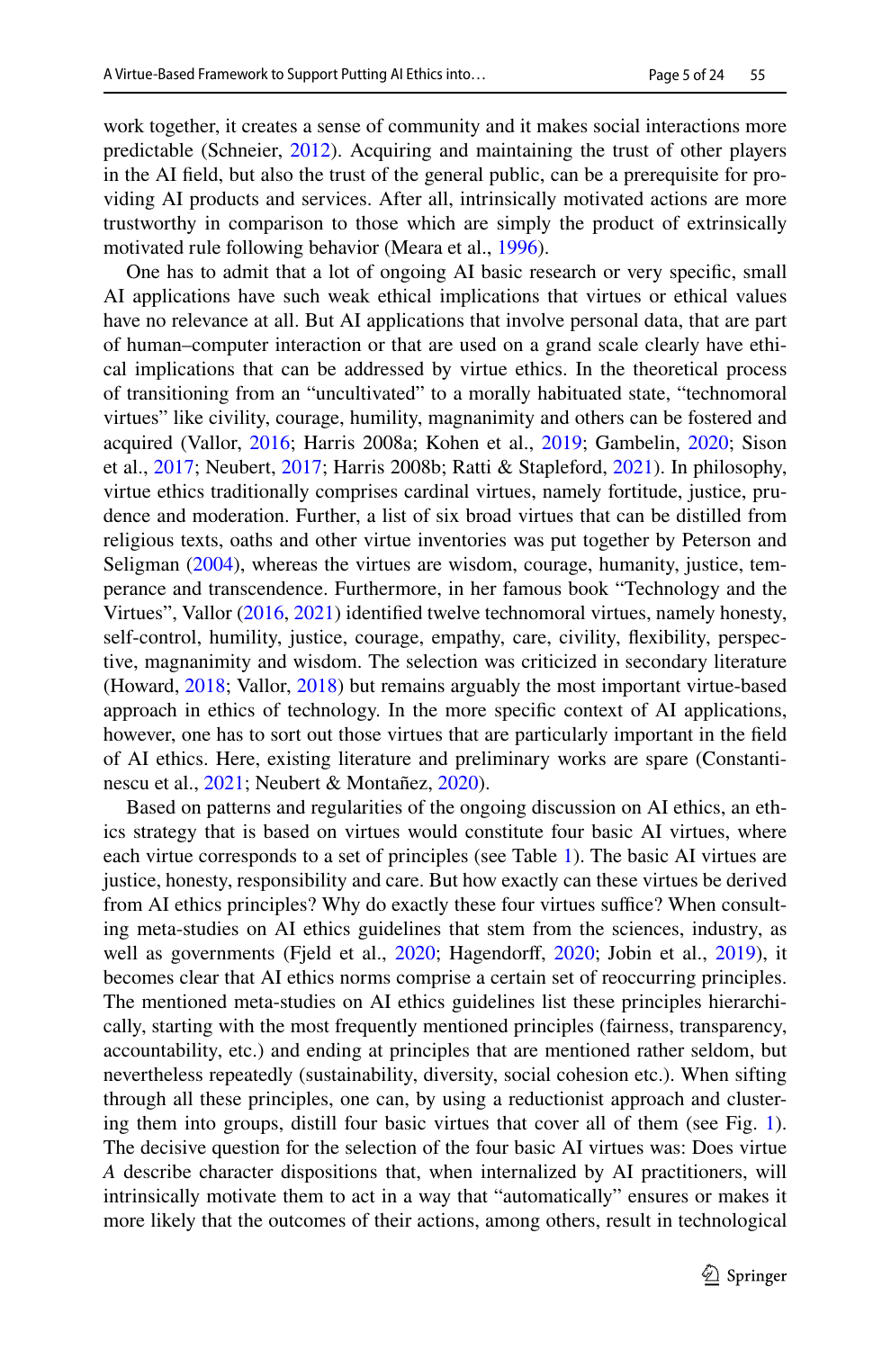work together, it creates a sense of community and it makes social interactions more predictable (Schneier, 2012). Acquiring and maintaining the trust of other players in the AI field, but also the trust of the general public, can be a prerequisite for providing AI products and services. After all, intrinsically motivated actions are more trustworthy in comparison to those which are simply the product of extrinsically motivated rule following behavior (Meara et al., 1996).

One has to admit that a lot of ongoing AI basic research or very specific, small AI applications have such weak ethical implications that virtues or ethical values have no relevance at all. But AI applications that involve personal data, that are part of human–computer interaction or that are used on a grand scale clearly have ethical implications that can be addressed by virtue ethics. In the theoretical process of transitioning from an "uncultivated" to a morally habituated state, "technomoral virtues" like civility, courage, humility, magnanimity and others can be fostered and acquired (Vallor, 2016; Harris 2008a; Kohen et al., 2019; Gambelin, 2020; Sison et al., 2017; Neubert, 2017; Harris 2008b; Ratti & Stapleford, 2021). In philosophy, virtue ethics traditionally comprises cardinal virtues, namely fortitude, justice, prudence and moderation. Further, a list of six broad virtues that can be distilled from religious texts, oaths and other virtue inventories was put together by Peterson and Seligman (2004), whereas the virtues are wisdom, courage, humanity, justice, temperance and transcendence. Furthermore, in her famous book "Technology and the Virtues", Vallor (2016, 2021) identified twelve technomoral virtues, namely honesty, self-control, humility, justice, courage, empathy, care, civility, flexibility, perspective, magnanimity and wisdom. The selection was criticized in secondary literature (Howard, 2018; Vallor, 2018) but remains arguably the most important virtue-based approach in ethics of technology. In the more specific context of AI applications, however, one has to sort out those virtues that are particularly important in the field of AI ethics. Here, existing literature and preliminary works are spare (Constantinescu et al., 2021; Neubert & Montañez, 2020).

Based on patterns and regularities of the ongoing discussion on AI ethics, an ethics strategy that is based on virtues would constitute four basic AI virtues, where each virtue corresponds to a set of principles (see Table 1). The basic AI virtues are justice, honesty, responsibility and care. But how exactly can these virtues be derived from AI ethics principles? Why do exactly these four virtues suffice? When consulting meta-studies on AI ethics guidelines that stem from the sciences, industry, as well as governments (Fjeld et al., 2020; Hagendorff, 2020; Jobin et al., 2019), it becomes clear that AI ethics norms comprise a certain set of reoccurring principles. The mentioned meta-studies on AI ethics guidelines list these principles hierarchically, starting with the most frequently mentioned principles (fairness, transparency, accountability, etc.) and ending at principles that are mentioned rather seldom, but nevertheless repeatedly (sustainability, diversity, social cohesion etc.). When sifting through all these principles, one can, by using a reductionist approach and clustering them into groups, distill four basic virtues that cover all of them (see Fig. 1). The decisive question for the selection of the four basic AI virtues was: Does virtue *A* describe character dispositions that, when internalized by AI practitioners, will intrinsically motivate them to act in a way that "automatically" ensures or makes it more likely that the outcomes of their actions, among others, result in technological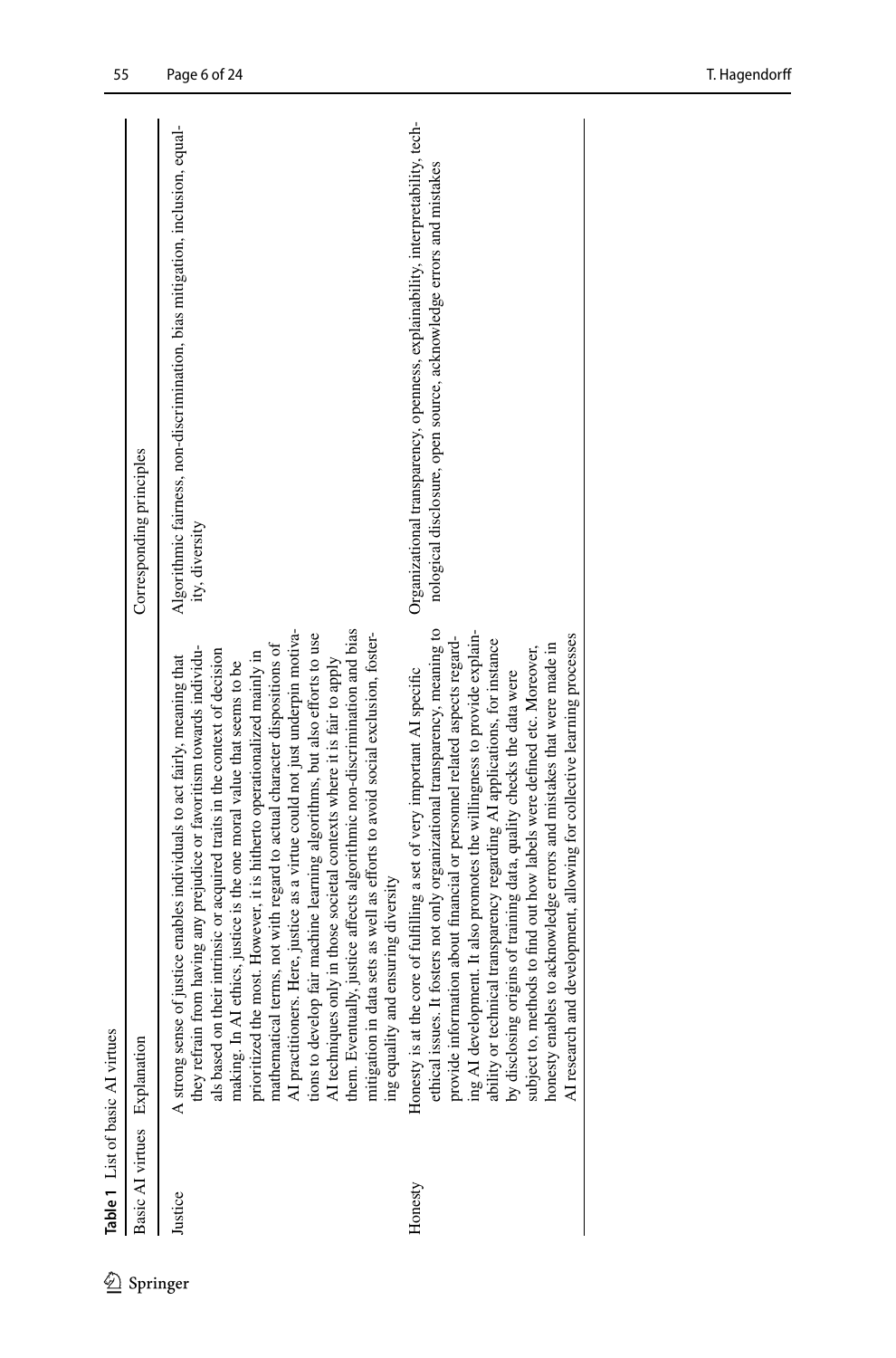**Table 1** List of basic AI virtues

| Basic AI virtues | Explanation | Corresponding principles |
|---|---|---|
| Justice | A strong sense of justice enables individuals to act fairly, meaning that they refrain from having any prejudice or favoritism towards individuals based on their intrinsic or acquired traits in the context of decision making. In AI ethics, justice is the one moral value that seems to be prioritized the most. However, it is hitherto operationalized mainly in mathematical terms, not with regard to actual character dispositions of AI practitioners. Here, justice as a virtue could not just underpin motivations to develop fair machine learning algorithms, but also efforts to use AI techniques only in those societal contexts where it is fair to apply them. Eventually, justice affects algorithmic non-discrimination and bias mitigation in data sets as well as efforts to avoid social exclusion, fostering equality and ensuring diversity | Algorithmic fairness, non-discrimination, bias mitigation, inclusion, equality, diversity |
| Honesty | Honesty is at the core of fulfilling a set of very important AI specific ethical issues. It fosters not only organizational transparency, meaning to provide information about financial or personnel related aspects regarding AI development. It also promotes the willingness to provide explainability or technical transparency regarding AI applications, for instance by disclosing origins of training data, quality checks the data were subject to, methods to find out how labels were defined etc. Moreover, honesty enables to acknowledge errors and mistakes that were made in AI research and development, allowing for collective learning processes | Organizational transparency, openness, explainability, interpretability, technological disclosure, open source, acknowledge errors and mistakes |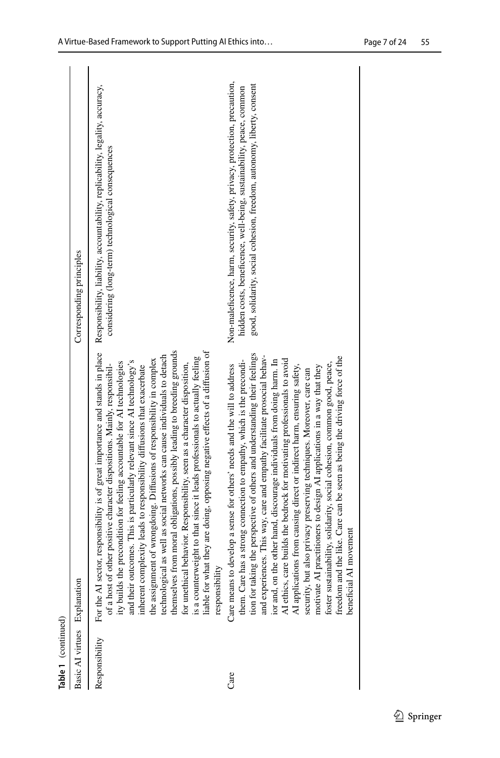**Table 1** (continued)

| Basic AI virtues | Explanation | Corresponding principles |
|---|---|---|
| Responsibility | For the AI sector, responsibility is of great importance and stands in place of a host of other positive character dispositions. Mainly, responsibility builds the precondition for feeling accountable for AI technologies and their outcomes. This is particularly relevant since AI technology's inherent complexity leads to responsibility diffusions that exacerbate the assignment of wrongdoing. Diffusions of responsibility in complex technological as well as social networks can cause individuals to detach themselves from moral obligations, possibly leading to breeding grounds for unethical behavior. Responsibility, seen as a character disposition, is a counterweight to that since it leads professionals to actually feeling liable for what they are doing, opposing negative effects of a diffusion of responsibility | Responsibility, liability, accountability, replicability, legality, accuracy, considering (long-term) technological consequences |
| Care | Care means to develop a sense for others' needs and the will to address them. Care has a strong connection to empathy, which is the precondition for taking the perspective of others and understanding their feelings and experiences. This way, care and empathy facilitate prosocial behavior and, on the other hand, discourage individuals from doing harm. In AI ethics, care builds the bedrock for motivating professionals to avoid AI applications from causing direct or indirect harm, ensuring safety, security, but also privacy preserving techniques. Moreover, care can motivate AI practitioners to design AI applications in a way that they foster sustainability, solidarity, social cohesion, common good, peace, freedom and the like. Care can be seen as being the driving force of the beneficial AI movement | Non-maleficence, harm, security, safety, privacy, protection, precaution, hidden costs, beneficence, well-being, sustainability, peace, common good, solidarity, social cohesion, freedom, autonomy, liberty, consent |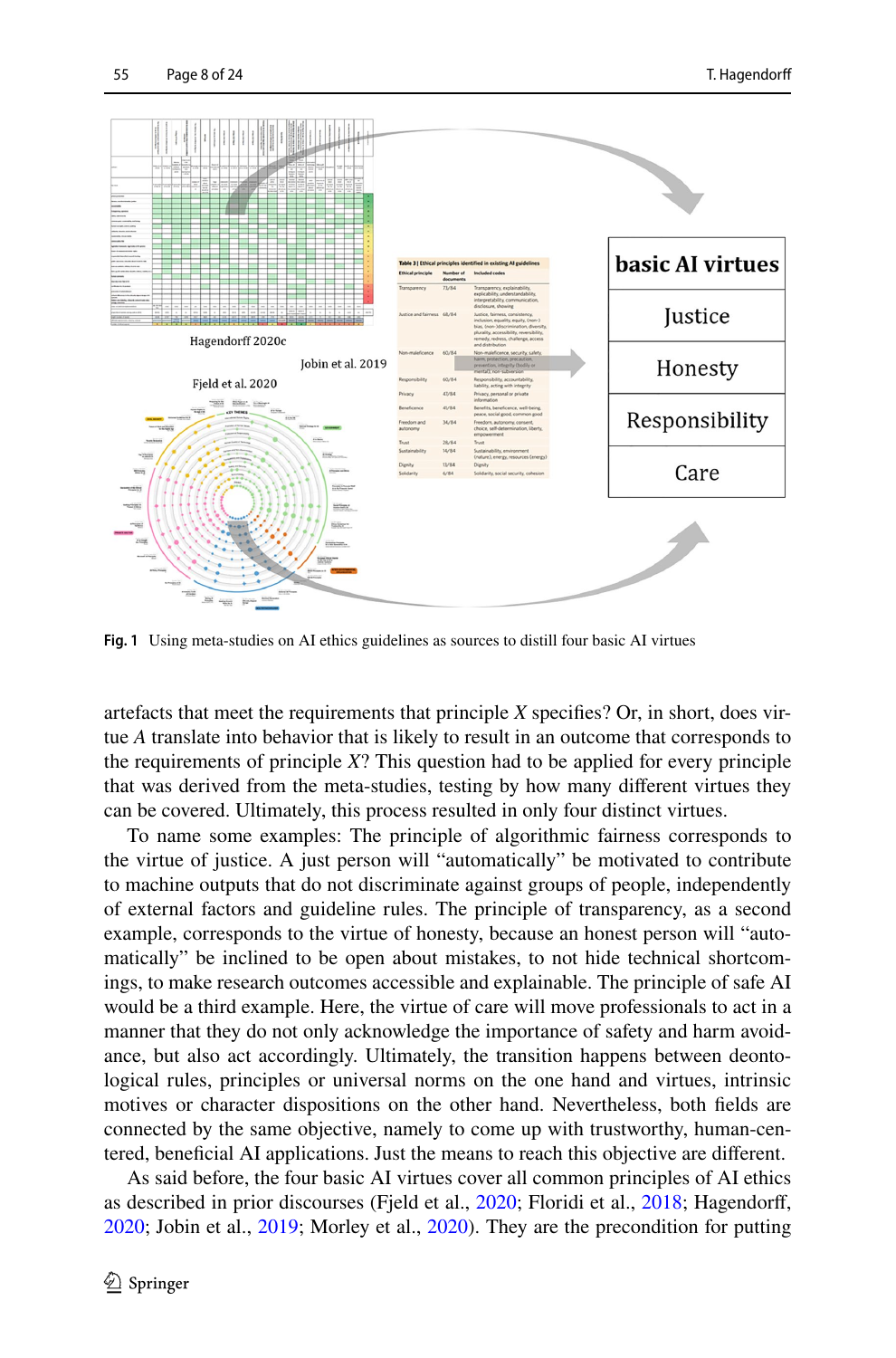Fig. 1 Using meta-studies on AI ethics guidelines as sources to distill four basic AI virtues

artefacts that meet the requirements that principle *X* specifies? Or, in short, does virtue *A* translate into behavior that is likely to result in an outcome that corresponds to the requirements of principle *X*? This question had to be applied for every principle that was derived from the meta-studies, testing by how many different virtues they can be covered. Ultimately, this process resulted in only four distinct virtues.

To name some examples: The principle of algorithmic fairness corresponds to the virtue of justice. A just person will "automatically" be motivated to contribute to machine outputs that do not discriminate against groups of people, independently of external factors and guideline rules. The principle of transparency, as a second example, corresponds to the virtue of honesty, because an honest person will "automatically" be inclined to be open about mistakes, to not hide technical shortcomings, to make research outcomes accessible and explainable. The principle of safe AI would be a third example. Here, the virtue of care will move professionals to act in a manner that they do not only acknowledge the importance of safety and harm avoidance, but also act accordingly. Ultimately, the transition happens between deontological rules, principles or universal norms on the one hand and virtues, intrinsic motives or character dispositions on the other hand. Nevertheless, both fields are connected by the same objective, namely to come up with trustworthy, human-centered, beneficial AI applications. Just the means to reach this objective are different.

As said before, the four basic AI virtues cover all common principles of AI ethics as described in prior discourses (Fjeld et al., 2020; Floridi et al., 2018; Hagendorff, 2020; Jobin et al., 2019; Morley et al., 2020). They are the precondition for putting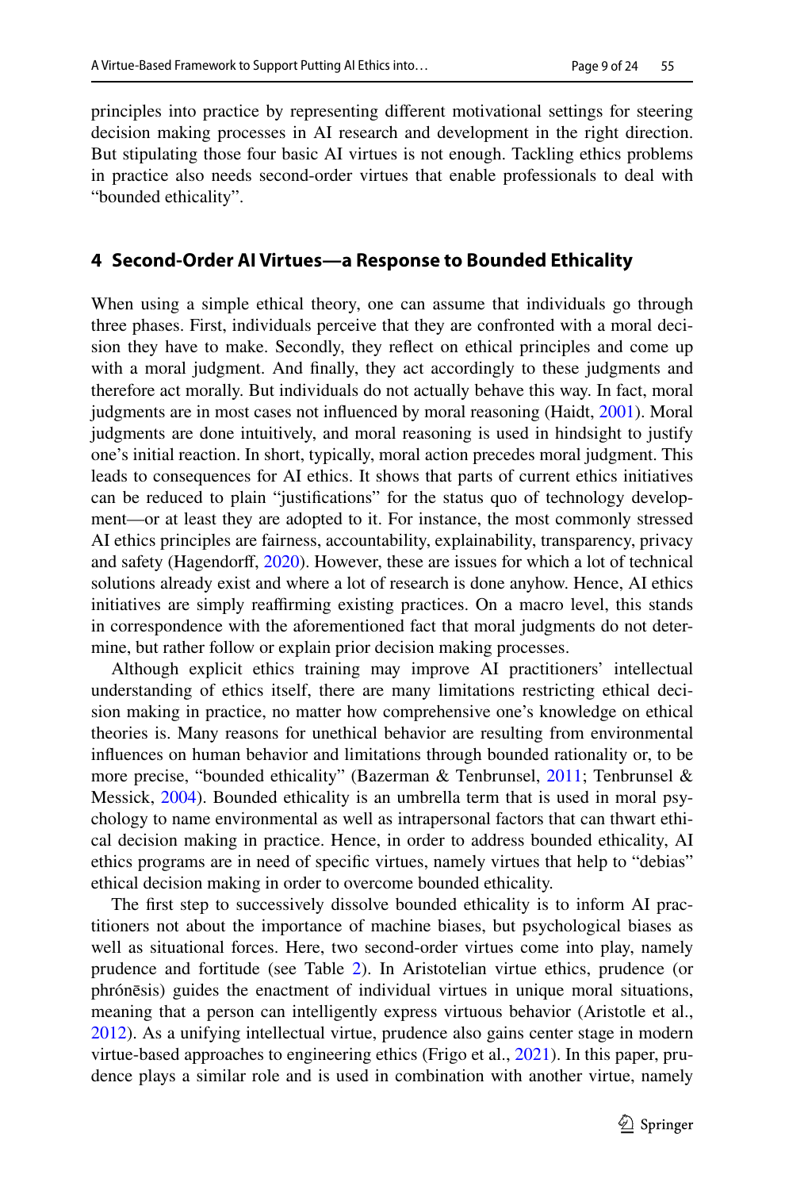principles into practice by representing different motivational settings for steering decision making processes in AI research and development in the right direction. But stipulating those four basic AI virtues is not enough. Tackling ethics problems in practice also needs second-order virtues that enable professionals to deal with "bounded ethicality".

## 4 Second-Order AI Virtues—a Response to Bounded Ethicality

When using a simple ethical theory, one can assume that individuals go through three phases. First, individuals perceive that they are confronted with a moral decision they have to make. Secondly, they reflect on ethical principles and come up with a moral judgment. And finally, they act accordingly to these judgments and therefore act morally. But individuals do not actually behave this way. In fact, moral judgments are in most cases not influenced by moral reasoning (Haidt, 2001). Moral judgments are done intuitively, and moral reasoning is used in hindsight to justify one's initial reaction. In short, typically, moral action precedes moral judgment. This leads to consequences for AI ethics. It shows that parts of current ethics initiatives can be reduced to plain "justifications" for the status quo of technology development—or at least they are adopted to it. For instance, the most commonly stressed AI ethics principles are fairness, accountability, explainability, transparency, privacy and safety (Hagendorff, 2020). However, these are issues for which a lot of technical solutions already exist and where a lot of research is done anyhow. Hence, AI ethics initiatives are simply reaffirming existing practices. On a macro level, this stands in correspondence with the aforementioned fact that moral judgments do not determine, but rather follow or explain prior decision making processes.

Although explicit ethics training may improve AI practitioners' intellectual understanding of ethics itself, there are many limitations restricting ethical decision making in practice, no matter how comprehensive one's knowledge on ethical theories is. Many reasons for unethical behavior are resulting from environmental influences on human behavior and limitations through bounded rationality or, to be more precise, "bounded ethicality" (Bazerman & Tenbrunsel, 2011; Tenbrunsel & Messick, 2004). Bounded ethicality is an umbrella term that is used in moral psychology to name environmental as well as intrapersonal factors that can thwart ethical decision making in practice. Hence, in order to address bounded ethicality, AI ethics programs are in need of specific virtues, namely virtues that help to "debias" ethical decision making in order to overcome bounded ethicality.

The first step to successively dissolve bounded ethicality is to inform AI practitioners not about the importance of machine biases, but psychological biases as well as situational forces. Here, two second-order virtues come into play, namely prudence and fortitude (see Table 2). In Aristotelian virtue ethics, prudence (or phrónēsis) guides the enactment of individual virtues in unique moral situations, meaning that a person can intelligently express virtuous behavior (Aristotle et al., 2012). As a unifying intellectual virtue, prudence also gains center stage in modern virtue-based approaches to engineering ethics (Frigo et al., 2021). In this paper, prudence plays a similar role and is used in combination with another virtue, namely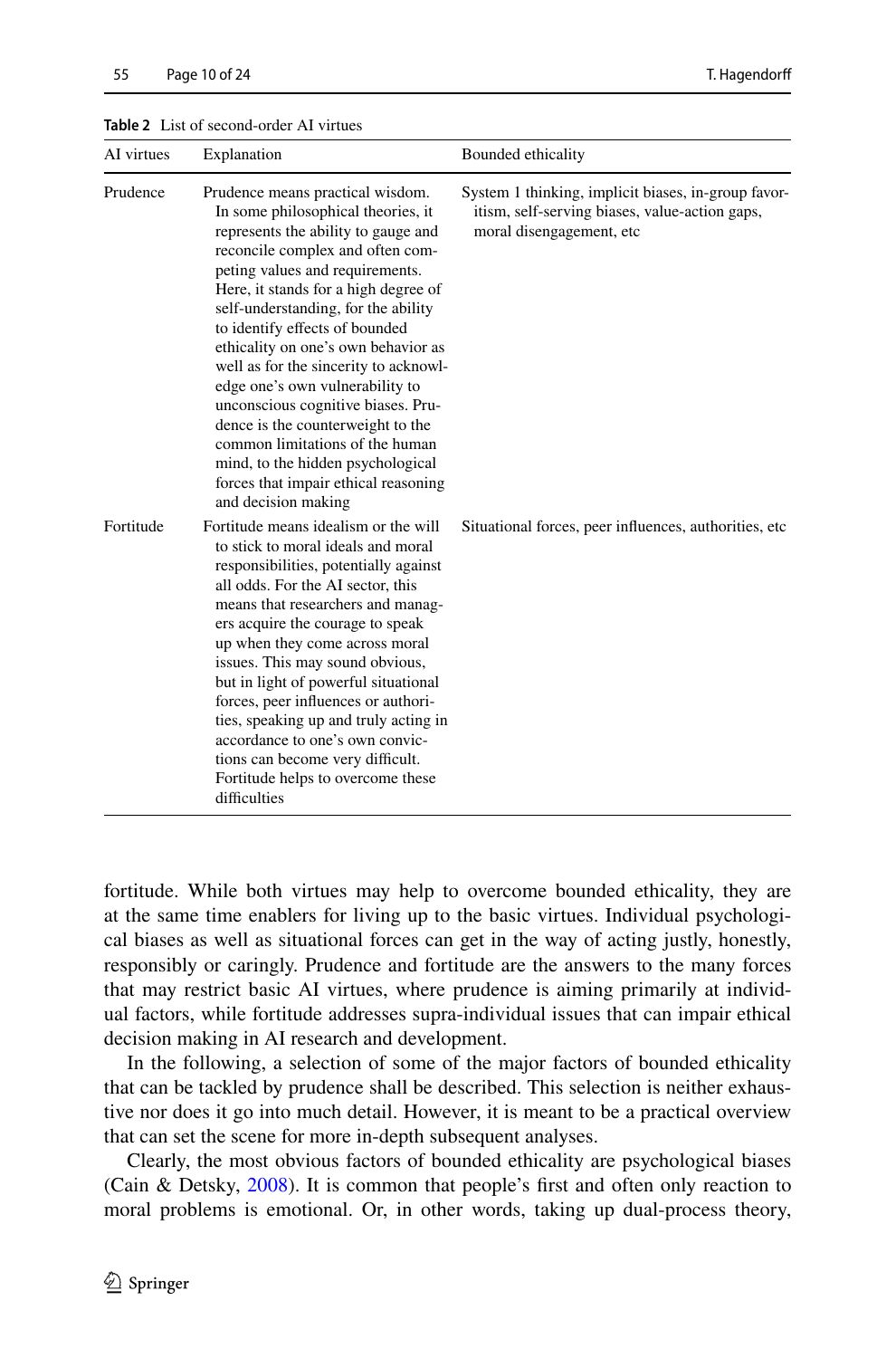**Table 2** List of second-order AI virtues

| AI virtues | Explanation | Bounded ethicality |
|---|---|---|
| Prudence | Prudence means practical wisdom. In some philosophical theories, it represents the ability to gauge and reconcile complex and often competing values and requirements. Here, it stands for a high degree of self-understanding, for the ability to identify effects of bounded ethicality on one's own behavior as well as for the sincerity to acknowledge one's own vulnerability to unconscious cognitive biases. Prudence is the counterweight to the common limitations of the human mind, to the hidden psychological forces that impair ethical reasoning and decision making | System 1 thinking, implicit biases, in-group favoritism, self-serving biases, value-action gaps, moral disengagement, etc |
| Fortitude | Fortitude means idealism or the will to stick to moral ideals and moral responsibilities, potentially against all odds. For the AI sector, this means that researchers and managers acquire the courage to speak up when they come across moral issues. This may sound obvious, but in light of powerful situational forces, peer influences or authorities, speaking up and truly acting in accordance to one's own convictions can become very difficult. Fortitude helps to overcome these difficulties | Situational forces, peer influences, authorities, etc |

fortitude. While both virtues may help to overcome bounded ethicality, they are at the same time enablers for living up to the basic virtues. Individual psychological biases as well as situational forces can get in the way of acting justly, honestly, responsibly or caringly. Prudence and fortitude are the answers to the many forces that may restrict basic AI virtues, where prudence is aiming primarily at individual factors, while fortitude addresses supra-individual issues that can impair ethical decision making in AI research and development.

In the following, a selection of some of the major factors of bounded ethicality that can be tackled by prudence shall be described. This selection is neither exhaustive nor does it go into much detail. However, it is meant to be a practical overview that can set the scene for more in-depth subsequent analyses.

Clearly, the most obvious factors of bounded ethicality are psychological biases (Cain & Detsky, 2008). It is common that people's first and often only reaction to moral problems is emotional. Or, in other words, taking up dual-process theory,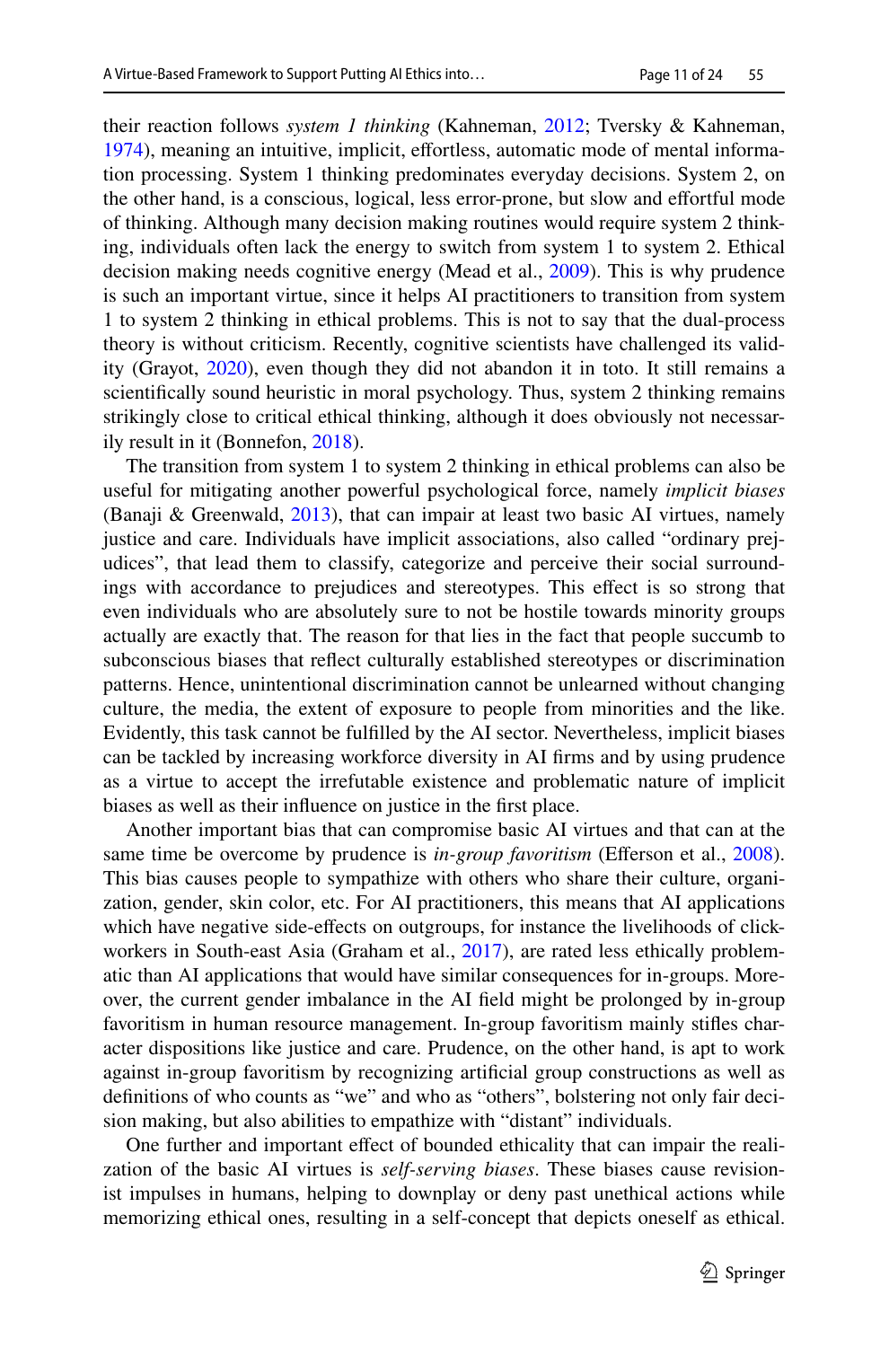their reaction follows *system 1 thinking* (Kahneman, 2012; Tversky & Kahneman, 1974), meaning an intuitive, implicit, effortless, automatic mode of mental information processing. System 1 thinking predominates everyday decisions. System 2, on the other hand, is a conscious, logical, less error-prone, but slow and effortful mode of thinking. Although many decision making routines would require system 2 thinking, individuals often lack the energy to switch from system 1 to system 2. Ethical decision making needs cognitive energy (Mead et al., 2009). This is why prudence is such an important virtue, since it helps AI practitioners to transition from system 1 to system 2 thinking in ethical problems. This is not to say that the dual-process theory is without criticism. Recently, cognitive scientists have challenged its validity (Grayot, 2020), even though they did not abandon it in toto. It still remains a scientifically sound heuristic in moral psychology. Thus, system 2 thinking remains strikingly close to critical ethical thinking, although it does obviously not necessarily result in it (Bonnefon, 2018).

The transition from system 1 to system 2 thinking in ethical problems can also be useful for mitigating another powerful psychological force, namely *implicit biases* (Banaji & Greenwald, 2013), that can impair at least two basic AI virtues, namely justice and care. Individuals have implicit associations, also called "ordinary prejudices", that lead them to classify, categorize and perceive their social surroundings with accordance to prejudices and stereotypes. This effect is so strong that even individuals who are absolutely sure to not be hostile towards minority groups actually are exactly that. The reason for that lies in the fact that people succumb to subconscious biases that reflect culturally established stereotypes or discrimination patterns. Hence, unintentional discrimination cannot be unlearned without changing culture, the media, the extent of exposure to people from minorities and the like. Evidently, this task cannot be fulfilled by the AI sector. Nevertheless, implicit biases can be tackled by increasing workforce diversity in AI firms and by using prudence as a virtue to accept the irrefutable existence and problematic nature of implicit biases as well as their influence on justice in the first place.

Another important bias that can compromise basic AI virtues and that can at the same time be overcome by prudence is *in-group favoritism* (Efferson et al., 2008). This bias causes people to sympathize with others who share their culture, organization, gender, skin color, etc. For AI practitioners, this means that AI applications which have negative side-effects on outgroups, for instance the livelihoods of clickworkers in South-east Asia (Graham et al., 2017), are rated less ethically problematic than AI applications that would have similar consequences for in-groups. Moreover, the current gender imbalance in the AI field might be prolonged by in-group favoritism in human resource management. In-group favoritism mainly stifles character dispositions like justice and care. Prudence, on the other hand, is apt to work against in-group favoritism by recognizing artificial group constructions as well as definitions of who counts as "we" and who as "others", bolstering not only fair decision making, but also abilities to empathize with "distant" individuals.

One further and important effect of bounded ethicality that can impair the realization of the basic AI virtues is *self-serving biases*. These biases cause revisionist impulses in humans, helping to downplay or deny past unethical actions while memorizing ethical ones, resulting in a self-concept that depicts oneself as ethical.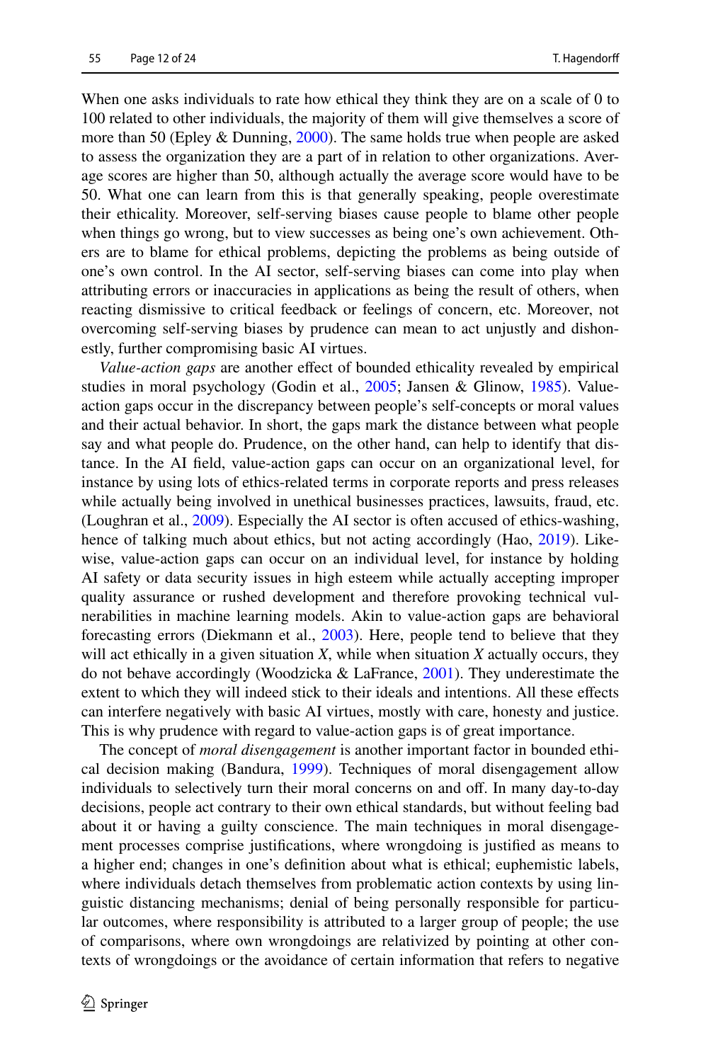When one asks individuals to rate how ethical they think they are on a scale of 0 to 100 related to other individuals, the majority of them will give themselves a score of more than 50 (Epley & Dunning, 2000). The same holds true when people are asked to assess the organization they are a part of in relation to other organizations. Average scores are higher than 50, although actually the average score would have to be 50. What one can learn from this is that generally speaking, people overestimate their ethicality. Moreover, self-serving biases cause people to blame other people when things go wrong, but to view successes as being one's own achievement. Others are to blame for ethical problems, depicting the problems as being outside of one's own control. In the AI sector, self-serving biases can come into play when attributing errors or inaccuracies in applications as being the result of others, when reacting dismissive to critical feedback or feelings of concern, etc. Moreover, not overcoming self-serving biases by prudence can mean to act unjustly and dishonestly, further compromising basic AI virtues.

*Value-action gaps* are another effect of bounded ethicality revealed by empirical studies in moral psychology (Godin et al., 2005; Jansen & Glinow, 1985). Value-action gaps occur in the discrepancy between people's self-concepts or moral values and their actual behavior. In short, the gaps mark the distance between what people say and what people do. Prudence, on the other hand, can help to identify that distance. In the AI field, value-action gaps can occur on an organizational level, for instance by using lots of ethics-related terms in corporate reports and press releases while actually being involved in unethical businesses practices, lawsuits, fraud, etc. (Loughran et al., 2009). Especially the AI sector is often accused of ethics-washing, hence of talking much about ethics, but not acting accordingly (Hao, 2019). Likewise, value-action gaps can occur on an individual level, for instance by holding AI safety or data security issues in high esteem while actually accepting improper quality assurance or rushed development and therefore provoking technical vulnerabilities in machine learning models. Akin to value-action gaps are behavioral forecasting errors (Diekmann et al., 2003). Here, people tend to believe that they will act ethically in a given situation *X*, while when situation *X* actually occurs, they do not behave accordingly (Woodzicka & LaFrance, 2001). They underestimate the extent to which they will indeed stick to their ideals and intentions. All these effects can interfere negatively with basic AI virtues, mostly with care, honesty and justice. This is why prudence with regard to value-action gaps is of great importance.

The concept of *moral disengagement* is another important factor in bounded ethical decision making (Bandura, 1999). Techniques of moral disengagement allow individuals to selectively turn their moral concerns on and off. In many day-to-day decisions, people act contrary to their own ethical standards, but without feeling bad about it or having a guilty conscience. The main techniques in moral disengagement processes comprise justifications, where wrongdoing is justified as means to a higher end; changes in one's definition about what is ethical; euphemistic labels, where individuals detach themselves from problematic action contexts by using linguistic distancing mechanisms; denial of being personally responsible for particular outcomes, where responsibility is attributed to a larger group of people; the use of comparisons, where own wrongdoings are relativized by pointing at other contexts of wrongdoings or the avoidance of certain information that refers to negative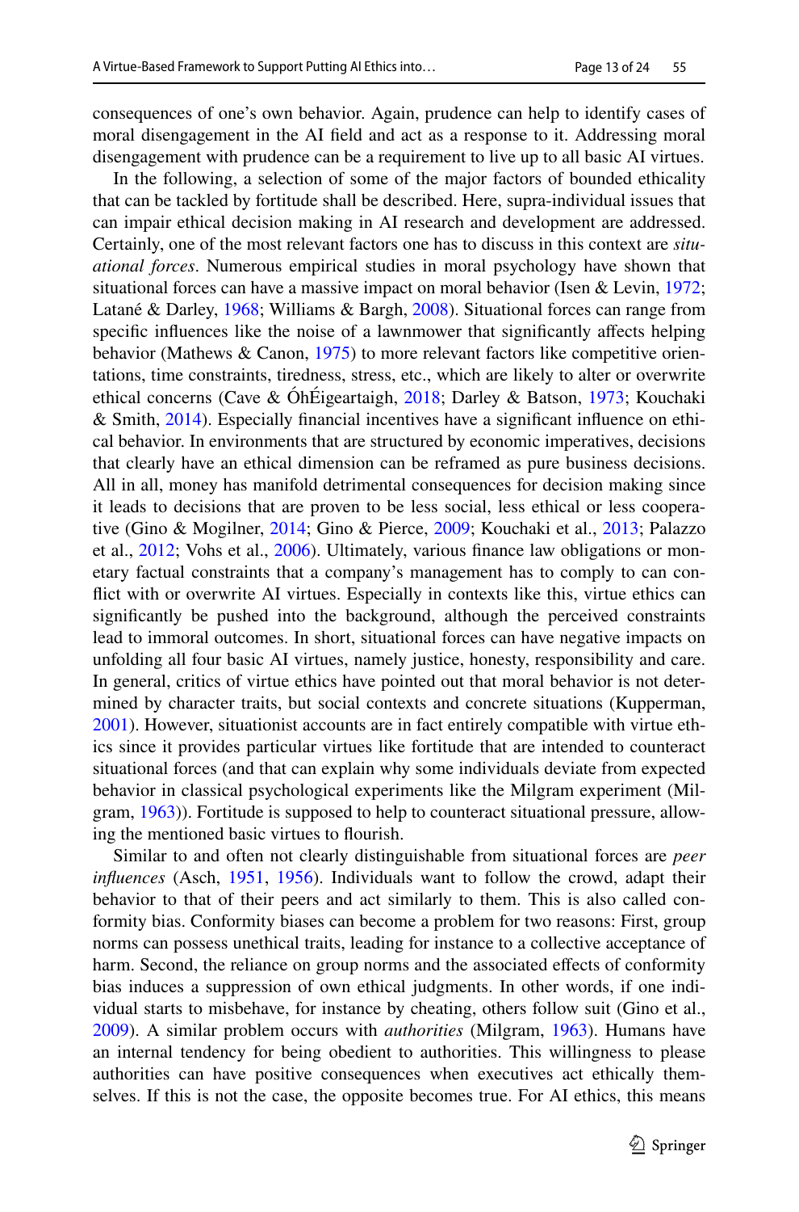consequences of one's own behavior. Again, prudence can help to identify cases of moral disengagement in the AI field and act as a response to it. Addressing moral disengagement with prudence can be a requirement to live up to all basic AI virtues.

In the following, a selection of some of the major factors of bounded ethicality that can be tackled by fortitude shall be described. Here, supra-individual issues that can impair ethical decision making in AI research and development are addressed. Certainly, one of the most relevant factors one has to discuss in this context are *situational forces*. Numerous empirical studies in moral psychology have shown that situational forces can have a massive impact on moral behavior (Isen & Levin, 1972; Latané & Darley, 1968; Williams & Bargh, 2008). Situational forces can range from specific influences like the noise of a lawnmower that significantly affects helping behavior (Mathews & Canon, 1975) to more relevant factors like competitive orientations, time constraints, tiredness, stress, etc., which are likely to alter or overwrite ethical concerns (Cave & ÓhÉigeartaigh, 2018; Darley & Batson, 1973; Kouchaki & Smith, 2014). Especially financial incentives have a significant influence on ethical behavior. In environments that are structured by economic imperatives, decisions that clearly have an ethical dimension can be reframed as pure business decisions. All in all, money has manifold detrimental consequences for decision making since it leads to decisions that are proven to be less social, less ethical or less cooperative (Gino & Mogilner, 2014; Gino & Pierce, 2009; Kouchaki et al., 2013; Palazzo et al., 2012; Vohs et al., 2006). Ultimately, various finance law obligations or monetary factual constraints that a company's management has to comply to can conflict with or overwrite AI virtues. Especially in contexts like this, virtue ethics can significantly be pushed into the background, although the perceived constraints lead to immoral outcomes. In short, situational forces can have negative impacts on unfolding all four basic AI virtues, namely justice, honesty, responsibility and care. In general, critics of virtue ethics have pointed out that moral behavior is not determined by character traits, but social contexts and concrete situations (Kupperman, 2001). However, situationist accounts are in fact entirely compatible with virtue ethics since it provides particular virtues like fortitude that are intended to counteract situational forces (and that can explain why some individuals deviate from expected behavior in classical psychological experiments like the Milgram experiment (Milgram, 1963)). Fortitude is supposed to help to counteract situational pressure, allowing the mentioned basic virtues to flourish.

Similar to and often not clearly distinguishable from situational forces are *peer influences* (Asch, 1951, 1956). Individuals want to follow the crowd, adapt their behavior to that of their peers and act similarly to them. This is also called conformity bias. Conformity biases can become a problem for two reasons: First, group norms can possess unethical traits, leading for instance to a collective acceptance of harm. Second, the reliance on group norms and the associated effects of conformity bias induces a suppression of own ethical judgments. In other words, if one individual starts to misbehave, for instance by cheating, others follow suit (Gino et al., 2009). A similar problem occurs with *authorities* (Milgram, 1963). Humans have an internal tendency for being obedient to authorities. This willingness to please authorities can have positive consequences when executives act ethically themselves. If this is not the case, the opposite becomes true. For AI ethics, this means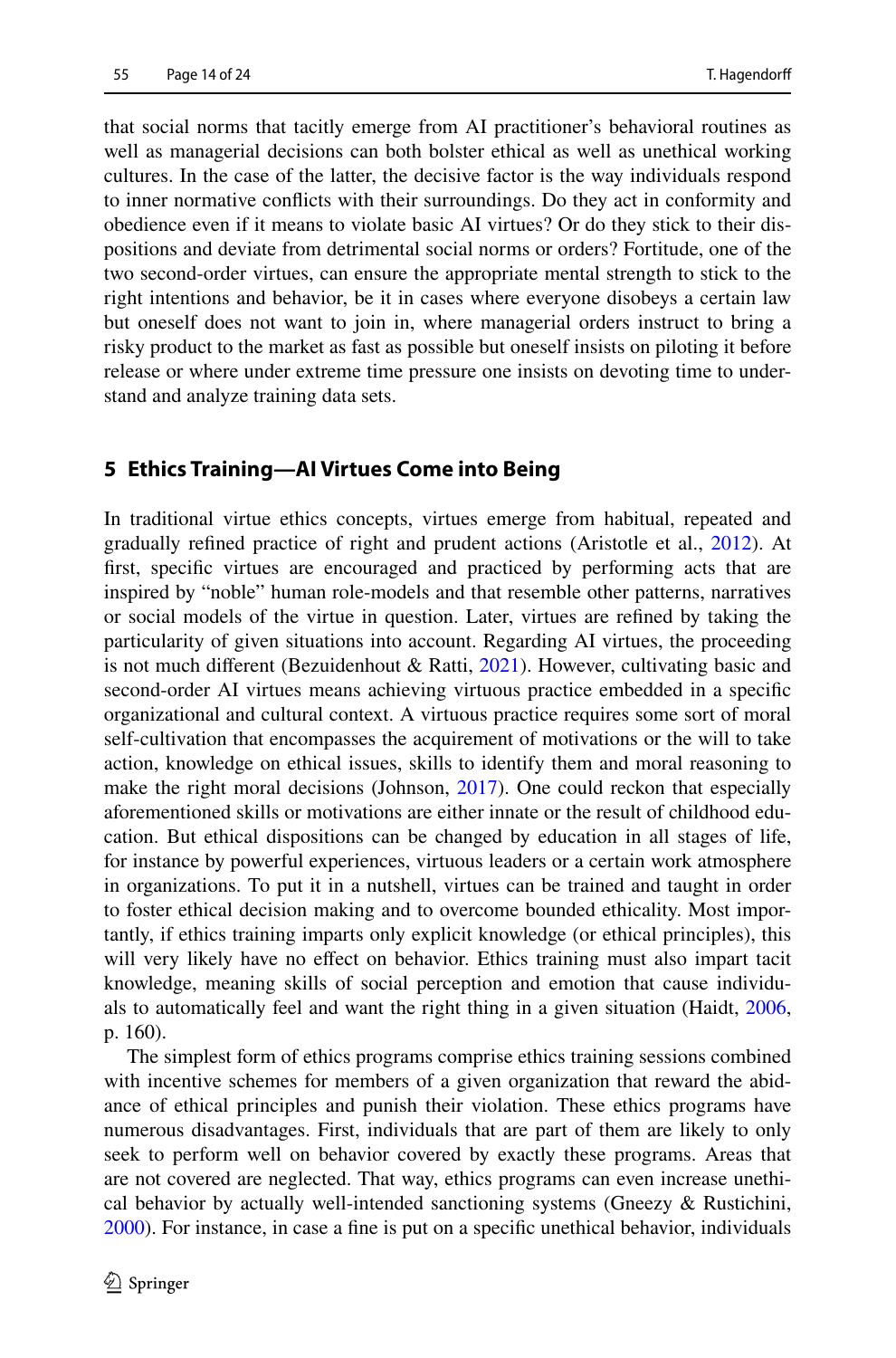that social norms that tacitly emerge from AI practitioner's behavioral routines as well as managerial decisions can both bolster ethical as well as unethical working cultures. In the case of the latter, the decisive factor is the way individuals respond to inner normative conflicts with their surroundings. Do they act in conformity and obedience even if it means to violate basic AI virtues? Or do they stick to their dispositions and deviate from detrimental social norms or orders? Fortitude, one of the two second-order virtues, can ensure the appropriate mental strength to stick to the right intentions and behavior, be it in cases where everyone disobeys a certain law but oneself does not want to join in, where managerial orders instruct to bring a risky product to the market as fast as possible but oneself insists on piloting it before release or where under extreme time pressure one insists on devoting time to understand and analyze training data sets.

## 5 Ethics Training—AI Virtues Come into Being

In traditional virtue ethics concepts, virtues emerge from habitual, repeated and gradually refined practice of right and prudent actions (Aristotle et al., 2012). At first, specific virtues are encouraged and practiced by performing acts that are inspired by "noble" human role-models and that resemble other patterns, narratives or social models of the virtue in question. Later, virtues are refined by taking the particularity of given situations into account. Regarding AI virtues, the proceeding is not much different (Bezuidenhout & Ratti, 2021). However, cultivating basic and second-order AI virtues means achieving virtuous practice embedded in a specific organizational and cultural context. A virtuous practice requires some sort of moral self-cultivation that encompasses the acquirement of motivations or the will to take action, knowledge on ethical issues, skills to identify them and moral reasoning to make the right moral decisions (Johnson, 2017). One could reckon that especially aforementioned skills or motivations are either innate or the result of childhood education. But ethical dispositions can be changed by education in all stages of life, for instance by powerful experiences, virtuous leaders or a certain work atmosphere in organizations. To put it in a nutshell, virtues can be trained and taught in order to foster ethical decision making and to overcome bounded ethicality. Most importantly, if ethics training imparts only explicit knowledge (or ethical principles), this will very likely have no effect on behavior. Ethics training must also impart tacit knowledge, meaning skills of social perception and emotion that cause individuals to automatically feel and want the right thing in a given situation (Haidt, 2006, p. 160).

The simplest form of ethics programs comprise ethics training sessions combined with incentive schemes for members of a given organization that reward the abidance of ethical principles and punish their violation. These ethics programs have numerous disadvantages. First, individuals that are part of them are likely to only seek to perform well on behavior covered by exactly these programs. Areas that are not covered are neglected. That way, ethics programs can even increase unethical behavior by actually well-intended sanctioning systems (Gneezy & Rustichini, 2000). For instance, in case a fine is put on a specific unethical behavior, individuals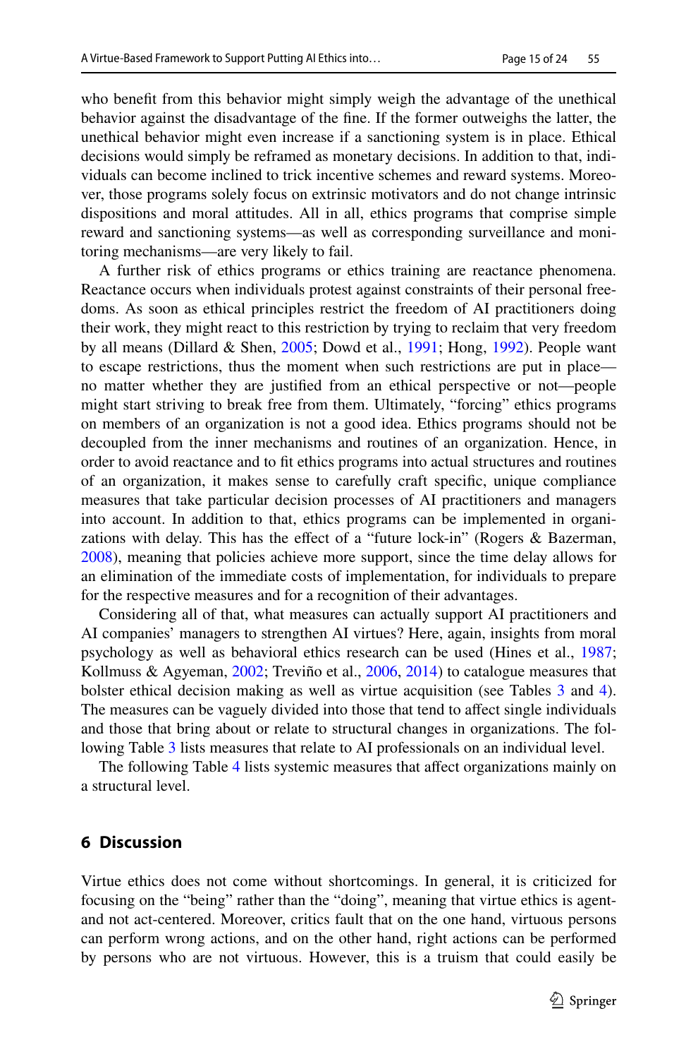who benefit from this behavior might simply weigh the advantage of the unethical behavior against the disadvantage of the fine. If the former outweighs the latter, the unethical behavior might even increase if a sanctioning system is in place. Ethical decisions would simply be reframed as monetary decisions. In addition to that, individuals can become inclined to trick incentive schemes and reward systems. Moreover, those programs solely focus on extrinsic motivators and do not change intrinsic dispositions and moral attitudes. All in all, ethics programs that comprise simple reward and sanctioning systems—as well as corresponding surveillance and monitoring mechanisms—are very likely to fail.

A further risk of ethics programs or ethics training are reactance phenomena. Reactance occurs when individuals protest against constraints of their personal freedoms. As soon as ethical principles restrict the freedom of AI practitioners doing their work, they might react to this restriction by trying to reclaim that very freedom by all means (Dillard & Shen, 2005; Dowd et al., 1991; Hong, 1992). People want to escape restrictions, thus the moment when such restrictions are put in place—no matter whether they are justified from an ethical perspective or not—people might start striving to break free from them. Ultimately, "forcing" ethics programs on members of an organization is not a good idea. Ethics programs should not be decoupled from the inner mechanisms and routines of an organization. Hence, in order to avoid reactance and to fit ethics programs into actual structures and routines of an organization, it makes sense to carefully craft specific, unique compliance measures that take particular decision processes of AI practitioners and managers into account. In addition to that, ethics programs can be implemented in organizations with delay. This has the effect of a "future lock-in" (Rogers & Bazerman, 2008), meaning that policies achieve more support, since the time delay allows for an elimination of the immediate costs of implementation, for individuals to prepare for the respective measures and for a recognition of their advantages.

Considering all of that, what measures can actually support AI practitioners and AI companies' managers to strengthen AI virtues? Here, again, insights from moral psychology as well as behavioral ethics research can be used (Hines et al., 1987; Kollmuss & Agyeman, 2002; Treviño et al., 2006, 2014) to catalogue measures that bolster ethical decision making as well as virtue acquisition (see Tables 3 and 4). The measures can be vaguely divided into those that tend to affect single individuals and those that bring about or relate to structural changes in organizations. The following Table 3 lists measures that relate to AI professionals on an individual level.

The following Table 4 lists systemic measures that affect organizations mainly on a structural level.

## 6 Discussion

Virtue ethics does not come without shortcomings. In general, it is criticized for focusing on the "being" rather than the "doing", meaning that virtue ethics is agent- and not act-centered. Moreover, critics fault that on the one hand, virtuous persons can perform wrong actions, and on the other hand, right actions can be performed by persons who are not virtuous. However, this is a truism that could easily be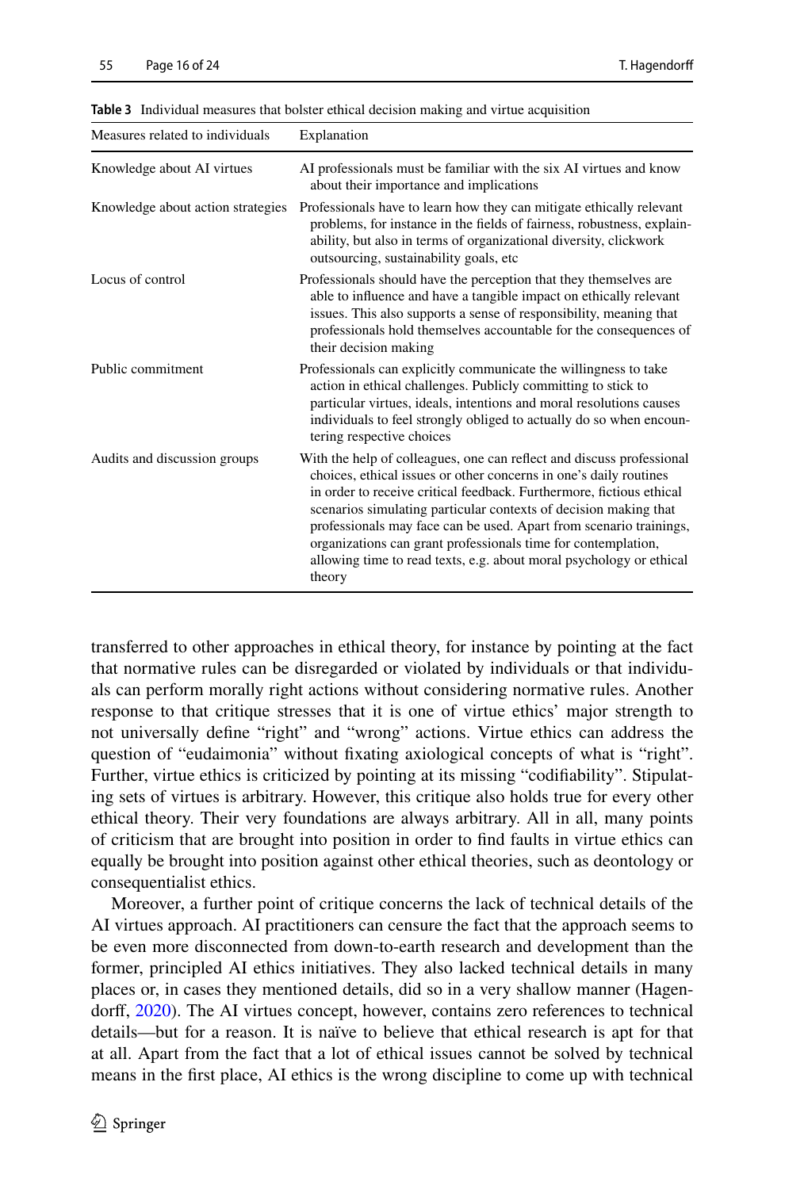**Table 3** Individual measures that bolster ethical decision making and virtue acquisition

| Measures related to individuals | Explanation |
|---|---|
| Knowledge about AI virtues | AI professionals must be familiar with the six AI virtues and know about their importance and implications |
| Knowledge about action strategies | Professionals have to learn how they can mitigate ethically relevant problems, for instance in the fields of fairness, robustness, explainability, but also in terms of organizational diversity, clickwork outsourcing, sustainability goals, etc |
| Locus of control | Professionals should have the perception that they themselves are able to influence and have a tangible impact on ethically relevant issues. This also supports a sense of responsibility, meaning that professionals hold themselves accountable for the consequences of their decision making |
| Public commitment | Professionals can explicitly communicate the willingness to take action in ethical challenges. Publicly committing to stick to particular virtues, ideals, intentions and moral resolutions causes individuals to feel strongly obliged to actually do so when encountering respective choices |
| Audits and discussion groups | With the help of colleagues, one can reflect and discuss professional choices, ethical issues or other concerns in one's daily routines in order to receive critical feedback. Furthermore, fictious ethical scenarios simulating particular contexts of decision making that professionals may face can be used. Apart from scenario trainings, organizations can grant professionals time for contemplation, allowing time to read texts, e.g. about moral psychology or ethical theory |

transferred to other approaches in ethical theory, for instance by pointing at the fact that normative rules can be disregarded or violated by individuals or that individuals can perform morally right actions without considering normative rules. Another response to that critique stresses that it is one of virtue ethics' major strength to not universally define "right" and "wrong" actions. Virtue ethics can address the question of "eudaimonia" without fixating axiological concepts of what is "right". Further, virtue ethics is criticized by pointing at its missing "codifiability". Stipulating sets of virtues is arbitrary. However, this critique also holds true for every other ethical theory. Their very foundations are always arbitrary. All in all, many points of criticism that are brought into position in order to find faults in virtue ethics can equally be brought into position against other ethical theories, such as deontology or consequentialist ethics.

Moreover, a further point of critique concerns the lack of technical details of the AI virtues approach. AI practitioners can censure the fact that the approach seems to be even more disconnected from down-to-earth research and development than the former, principled AI ethics initiatives. They also lacked technical details in many places or, in cases they mentioned details, did so in a very shallow manner (Hagendorff, 2020). The AI virtues concept, however, contains zero references to technical details—but for a reason. It is naïve to believe that ethical research is apt for that at all. Apart from the fact that a lot of ethical issues cannot be solved by technical means in the first place, AI ethics is the wrong discipline to come up with technical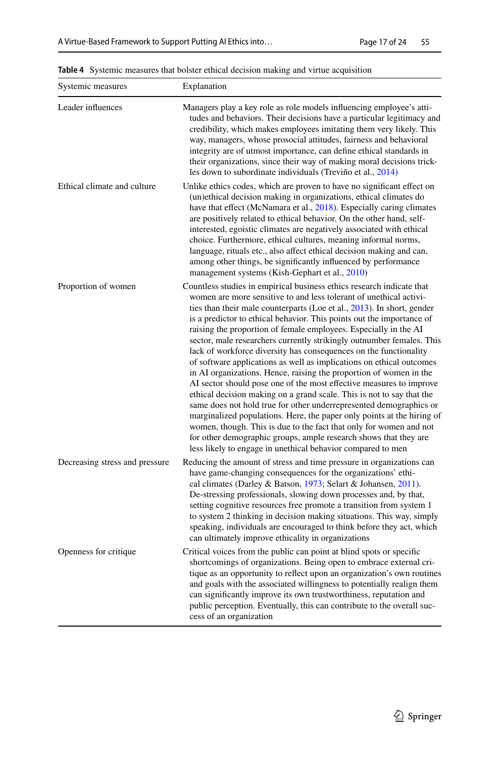**Table 4** Systemic measures that bolster ethical decision making and virtue acquisition

| Systemic measures | Explanation |
|---|---|
| Leader influences | Managers play a key role as role models influencing employee's attitudes and behaviors. Their decisions have a particular legitimacy and credibility, which makes employees imitating them very likely. This way, managers, whose prosocial attitudes, fairness and behavioral integrity are of utmost importance, can define ethical standards in their organizations, since their way of making moral decisions trickles down to subordinate individuals (Treviño et al., 2014) |
| Ethical climate and culture | Unlike ethics codes, which are proven to have no significant effect on (un)ethical decision making in organizations, ethical climates do have that effect (McNamara et al., 2018). Especially caring climates are positively related to ethical behavior. On the other hand, self-interested, egoistic climates are negatively associated with ethical choice. Furthermore, ethical cultures, meaning informal norms, language, rituals etc., also affect ethical decision making and can, among other things, be significantly influenced by performance management systems (Kish-Gephart et al., 2010) |
| Proportion of women | Countless studies in empirical business ethics research indicate that women are more sensitive to and less tolerant of unethical activities than their male counterparts (Loe et al., 2013). In short, gender is a predictor to ethical behavior. This points out the importance of raising the proportion of female employees. Especially in the AI sector, male researchers currently strikingly outnumber females. This lack of workforce diversity has consequences on the functionality of software applications as well as implications on ethical outcomes in AI organizations. Hence, raising the proportion of women in the AI sector should pose one of the most effective measures to improve ethical decision making on a grand scale. This is not to say that the same does not hold true for other underrepresented demographics or marginalized populations. Here, the paper only points at the hiring of women, though. This is due to the fact that only for women and not for other demographic groups, ample research shows that they are less likely to engage in unethical behavior compared to men |
| Decreasing stress and pressure | Reducing the amount of stress and time pressure in organizations can have game-changing consequences for the organizations' ethical climates (Darley & Batson, 1973; Selart & Johansen, 2011). De-stressing professionals, slowing down processes and, by that, setting cognitive resources free promote a transition from system 1 to system 2 thinking in decision making situations. This way, simply speaking, individuals are encouraged to think before they act, which can ultimately improve ethicality in organizations |
| Openness for critique | Critical voices from the public can point at blind spots or specific shortcomings of organizations. Being open to embrace external critique as an opportunity to reflect upon an organization's own routines and goals with the associated willingness to potentially realign them can significantly improve its own trustworthiness, reputation and public perception. Eventually, this can contribute to the overall success of an organization |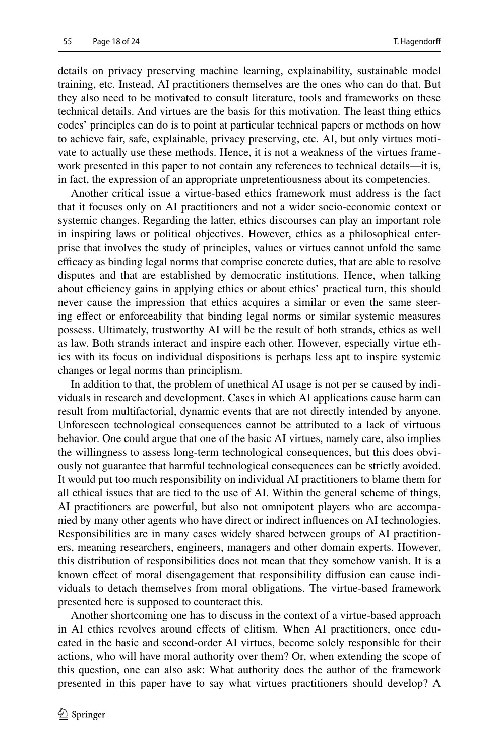details on privacy preserving machine learning, explainability, sustainable model training, etc. Instead, AI practitioners themselves are the ones who can do that. But they also need to be motivated to consult literature, tools and frameworks on these technical details. And virtues are the basis for this motivation. The least thing ethics codes' principles can do is to point at particular technical papers or methods on how to achieve fair, safe, explainable, privacy preserving, etc. AI, but only virtues motivate to actually use these methods. Hence, it is not a weakness of the virtues framework presented in this paper to not contain any references to technical details—it is, in fact, the expression of an appropriate unpretentiousness about its competencies.

Another critical issue a virtue-based ethics framework must address is the fact that it focuses only on AI practitioners and not a wider socio-economic context or systemic changes. Regarding the latter, ethics discourses can play an important role in inspiring laws or political objectives. However, ethics as a philosophical enterprise that involves the study of principles, values or virtues cannot unfold the same efficacy as binding legal norms that comprise concrete duties, that are able to resolve disputes and that are established by democratic institutions. Hence, when talking about efficiency gains in applying ethics or about ethics' practical turn, this should never cause the impression that ethics acquires a similar or even the same steering effect or enforceability that binding legal norms or similar systemic measures possess. Ultimately, trustworthy AI will be the result of both strands, ethics as well as law. Both strands interact and inspire each other. However, especially virtue ethics with its focus on individual dispositions is perhaps less apt to inspire systemic changes or legal norms than principlism.

In addition to that, the problem of unethical AI usage is not per se caused by individuals in research and development. Cases in which AI applications cause harm can result from multifactorial, dynamic events that are not directly intended by anyone. Unforeseen technological consequences cannot be attributed to a lack of virtuous behavior. One could argue that one of the basic AI virtues, namely care, also implies the willingness to assess long-term technological consequences, but this does obviously not guarantee that harmful technological consequences can be strictly avoided. It would put too much responsibility on individual AI practitioners to blame them for all ethical issues that are tied to the use of AI. Within the general scheme of things, AI practitioners are powerful, but also not omnipotent players who are accompanied by many other agents who have direct or indirect influences on AI technologies. Responsibilities are in many cases widely shared between groups of AI practitioners, meaning researchers, engineers, managers and other domain experts. However, this distribution of responsibilities does not mean that they somehow vanish. It is a known effect of moral disengagement that responsibility diffusion can cause individuals to detach themselves from moral obligations. The virtue-based framework presented here is supposed to counteract this.

Another shortcoming one has to discuss in the context of a virtue-based approach in AI ethics revolves around effects of elitism. When AI practitioners, once educated in the basic and second-order AI virtues, become solely responsible for their actions, who will have moral authority over them? Or, when extending the scope of this question, one can also ask: What authority does the author of the framework presented in this paper have to say what virtues practitioners should develop? A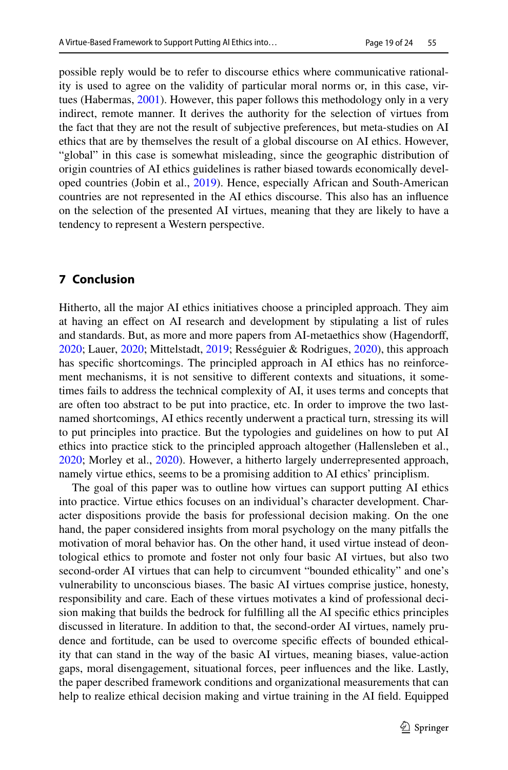possible reply would be to refer to discourse ethics where communicative rationality is used to agree on the validity of particular moral norms or, in this case, virtues (Habermas, 2001). However, this paper follows this methodology only in a very indirect, remote manner. It derives the authority for the selection of virtues from the fact that they are not the result of subjective preferences, but meta-studies on AI ethics that are by themselves the result of a global discourse on AI ethics. However, "global" in this case is somewhat misleading, since the geographic distribution of origin countries of AI ethics guidelines is rather biased towards economically developed countries (Jobin et al., 2019). Hence, especially African and South-American countries are not represented in the AI ethics discourse. This also has an influence on the selection of the presented AI virtues, meaning that they are likely to have a tendency to represent a Western perspective.

## 7 Conclusion

Hitherto, all the major AI ethics initiatives choose a principled approach. They aim at having an effect on AI research and development by stipulating a list of rules and standards. But, as more and more papers from AI-metaethics show (Hagendorff, 2020; Lauer, 2020; Mittelstadt, 2019; Rességuier & Rodrigues, 2020), this approach has specific shortcomings. The principled approach in AI ethics has no reinforcement mechanisms, it is not sensitive to different contexts and situations, it sometimes fails to address the technical complexity of AI, it uses terms and concepts that are often too abstract to be put into practice, etc. In order to improve the two last-named shortcomings, AI ethics recently underwent a practical turn, stressing its will to put principles into practice. But the typologies and guidelines on how to put AI ethics into practice stick to the principled approach altogether (Hallensleben et al., 2020; Morley et al., 2020). However, a hitherto largely underrepresented approach, namely virtue ethics, seems to be a promising addition to AI ethics' principlism.

The goal of this paper was to outline how virtues can support putting AI ethics into practice. Virtue ethics focuses on an individual's character development. Character dispositions provide the basis for professional decision making. On the one hand, the paper considered insights from moral psychology on the many pitfalls the motivation of moral behavior has. On the other hand, it used virtue instead of deontological ethics to promote and foster not only four basic AI virtues, but also two second-order AI virtues that can help to circumvent "bounded ethicality" and one's vulnerability to unconscious biases. The basic AI virtues comprise justice, honesty, responsibility and care. Each of these virtues motivates a kind of professional decision making that builds the bedrock for fulfilling all the AI specific ethics principles discussed in literature. In addition to that, the second-order AI virtues, namely prudence and fortitude, can be used to overcome specific effects of bounded ethicality that can stand in the way of the basic AI virtues, meaning biases, value-action gaps, moral disengagement, situational forces, peer influences and the like. Lastly, the paper described framework conditions and organizational measurements that can help to realize ethical decision making and virtue training in the AI field. Equipped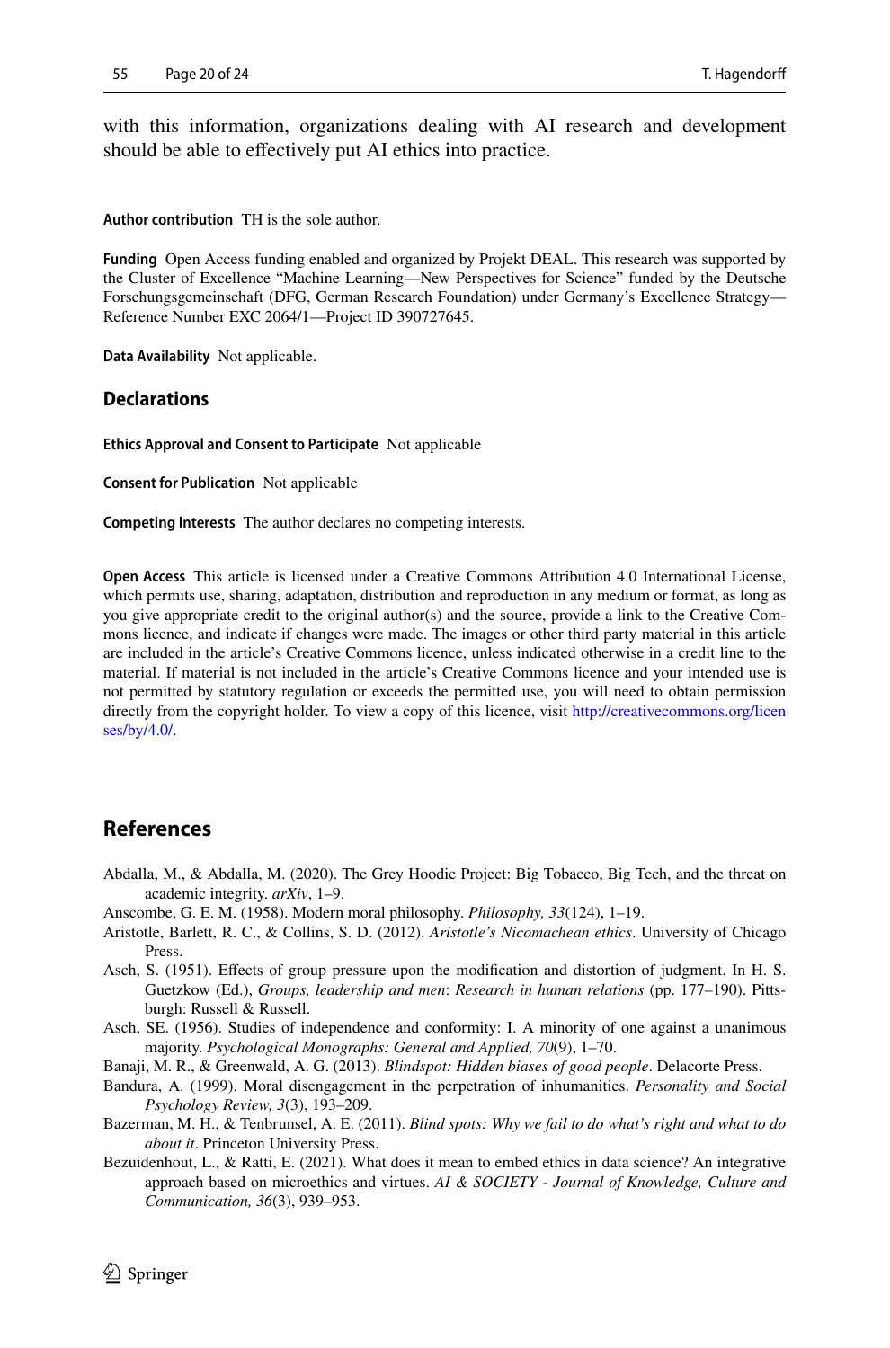with this information, organizations dealing with AI research and development should be able to effectively put AI ethics into practice.

**Author contribution** TH is the sole author.

**Funding** Open Access funding enabled and organized by Projekt DEAL. This research was supported by the Cluster of Excellence "Machine Learning—New Perspectives for Science" funded by the Deutsche Forschungsgemeinschaft (DFG, German Research Foundation) under Germany's Excellence Strategy—Reference Number EXC 2064/1—Project ID 390727645.

**Data Availability** Not applicable.

## Declarations

**Ethics Approval and Consent to Participate** Not applicable

**Consent for Publication** Not applicable

**Competing Interests** The author declares no competing interests.

**Open Access** This article is licensed under a Creative Commons Attribution 4.0 International License, which permits use, sharing, adaptation, distribution and reproduction in any medium or format, as long as you give appropriate credit to the original author(s) and the source, provide a link to the Creative Commons licence, and indicate if changes were made. The images or other third party material in this article are included in the article's Creative Commons licence, unless indicated otherwise in a credit line to the material. If material is not included in the article's Creative Commons licence and your intended use is not permitted by statutory regulation or exceeds the permitted use, you will need to obtain permission directly from the copyright holder. To view a copy of this licence, visit http://creativecommons.org/licenses/by/4.0/.

## References

Abdalla, M., & Abdalla, M. (2020). The Grey Hoodie Project: Big Tobacco, Big Tech, and the threat on academic integrity. *arXiv*, 1–9.

Anscombe, G. E. M. (1958). Modern moral philosophy. *Philosophy, 33*(124), 1–19.

Aristotle, Barlett, R. C., & Collins, S. D. (2012). *Aristotle's Nicomachean ethics*. University of Chicago Press.

Asch, S. (1951). Effects of group pressure upon the modification and distortion of judgment. In H. S. Guetzkow (Ed.), *Groups, leadership and men*: *Research in human relations* (pp. 177–190). Pittsburgh: Russell & Russell.

Asch, SE. (1956). Studies of independence and conformity: I. A minority of one against a unanimous majority. *Psychological Monographs: General and Applied, 70*(9), 1–70.

Banaji, M. R., & Greenwald, A. G. (2013). *Blindspot: Hidden biases of good people*. Delacorte Press.

Bandura, A. (1999). Moral disengagement in the perpetration of inhumanities. *Personality and Social Psychology Review, 3*(3), 193–209.

Bazerman, M. H., & Tenbrunsel, A. E. (2011). *Blind spots: Why we fail to do what's right and what to do about it*. Princeton University Press.

Bezuidenhout, L., & Ratti, E. (2021). What does it mean to embed ethics in data science? An integrative approach based on microethics and virtues. *AI & SOCIETY - Journal of Knowledge, Culture and Communication, 36*(3), 939–953.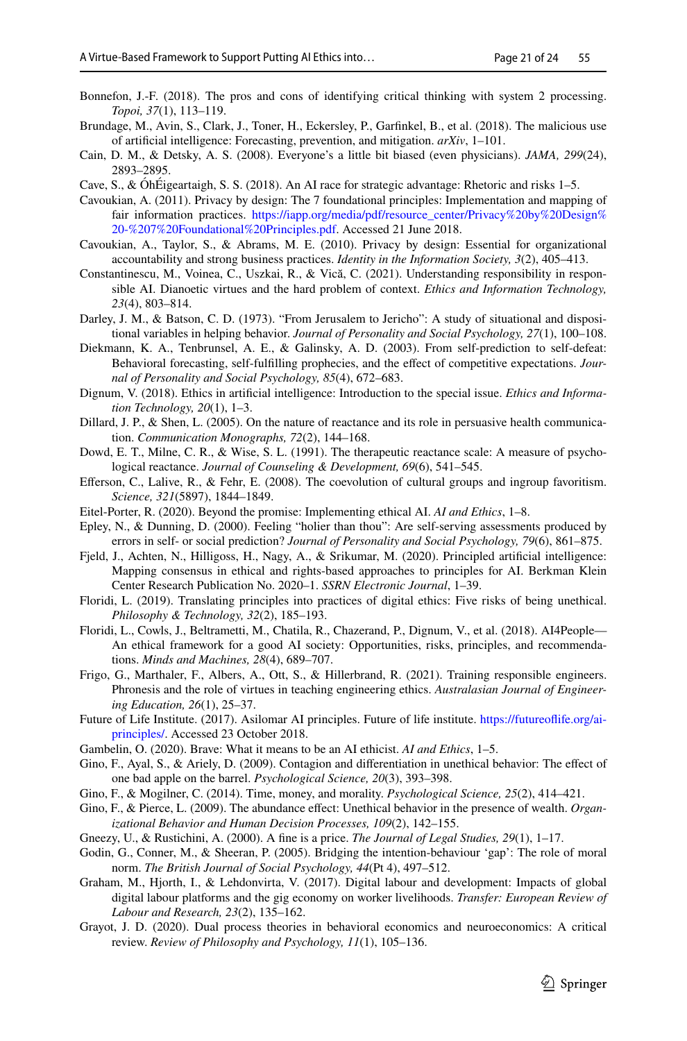Bonnefon, J.-F. (2018). The pros and cons of identifying critical thinking with system 2 processing. *Topoi, 37*(1), 113–119.

Brundage, M., Avin, S., Clark, J., Toner, H., Eckersley, P., Garfinkel, B., et al. (2018). The malicious use of artificial intelligence: Forecasting, prevention, and mitigation. *arXiv*, 1–101.

Cain, D. M., & Detsky, A. S. (2008). Everyone's a little bit biased (even physicians). *JAMA, 299*(24), 2893–2895.

Cave, S., & ÓhÉigeartaigh, S. S. (2018). An AI race for strategic advantage: Rhetoric and risks 1–5.

Cavoukian, A. (2011). Privacy by design: The 7 foundational principles: Implementation and mapping of fair information practices. https://iapp.org/media/pdf/resource_center/Privacy%20by%20Design%20-%207%20Foundational%20Principles.pdf. Accessed 21 June 2018.

Cavoukian, A., Taylor, S., & Abrams, M. E. (2010). Privacy by design: Essential for organizational accountability and strong business practices. *Identity in the Information Society, 3*(2), 405–413.

Constantinescu, M., Voinea, C., Uszkai, R., & Vică, C. (2021). Understanding responsibility in responsible AI. Dianoetic virtues and the hard problem of context. *Ethics and Information Technology, 23*(4), 803–814.

Darley, J. M., & Batson, C. D. (1973). "From Jerusalem to Jericho": A study of situational and dispositional variables in helping behavior. *Journal of Personality and Social Psychology, 27*(1), 100–108.

Diekmann, K. A., Tenbrunsel, A. E., & Galinsky, A. D. (2003). From self-prediction to self-defeat: Behavioral forecasting, self-fulfilling prophecies, and the effect of competitive expectations. *Journal of Personality and Social Psychology, 85*(4), 672–683.

Dignum, V. (2018). Ethics in artificial intelligence: Introduction to the special issue. *Ethics and Information Technology, 20*(1), 1–3.

Dillard, J. P., & Shen, L. (2005). On the nature of reactance and its role in persuasive health communication. *Communication Monographs, 72*(2), 144–168.

Dowd, E. T., Milne, C. R., & Wise, S. L. (1991). The therapeutic reactance scale: A measure of psychological reactance. *Journal of Counseling & Development, 69*(6), 541–545.

Efferson, C., Lalive, R., & Fehr, E. (2008). The coevolution of cultural groups and ingroup favoritism. *Science, 321*(5897), 1844–1849.

Eitel-Porter, R. (2020). Beyond the promise: Implementing ethical AI. *AI and Ethics*, 1–8.

Epley, N., & Dunning, D. (2000). Feeling "holier than thou": Are self-serving assessments produced by errors in self- or social prediction? *Journal of Personality and Social Psychology, 79*(6), 861–875.

Fjeld, J., Achten, N., Hilligoss, H., Nagy, A., & Srikumar, M. (2020). Principled artificial intelligence: Mapping consensus in ethical and rights-based approaches to principles for AI. Berkman Klein Center Research Publication No. 2020–1. *SSRN Electronic Journal*, 1–39.

Floridi, L. (2019). Translating principles into practices of digital ethics: Five risks of being unethical. *Philosophy & Technology, 32*(2), 185–193.

Floridi, L., Cowls, J., Beltrametti, M., Chatila, R., Chazerand, P., Dignum, V., et al. (2018). AI4People—An ethical framework for a good AI society: Opportunities, risks, principles, and recommendations. *Minds and Machines, 28*(4), 689–707.

Frigo, G., Marthaler, F., Albers, A., Ott, S., & Hillerbrand, R. (2021). Training responsible engineers. Phronesis and the role of virtues in teaching engineering ethics. *Australasian Journal of Engineering Education, 26*(1), 25–37.

Future of Life Institute. (2017). Asilomar AI principles. Future of life institute. https://futureoflife.org/ai-principles/. Accessed 23 October 2018.

Gambelin, O. (2020). Brave: What it means to be an AI ethicist. *AI and Ethics*, 1–5.

Gino, F., Ayal, S., & Ariely, D. (2009). Contagion and differentiation in unethical behavior: The effect of one bad apple on the barrel. *Psychological Science, 20*(3), 393–398.

Gino, F., & Mogilner, C. (2014). Time, money, and morality. *Psychological Science, 25*(2), 414–421.

Gino, F., & Pierce, L. (2009). The abundance effect: Unethical behavior in the presence of wealth. *Organizational Behavior and Human Decision Processes, 109*(2), 142–155.

Gneezy, U., & Rustichini, A. (2000). A fine is a price. *The Journal of Legal Studies, 29*(1), 1–17.

Godin, G., Conner, M., & Sheeran, P. (2005). Bridging the intention-behaviour 'gap': The role of moral norm. *The British Journal of Social Psychology, 44*(Pt 4), 497–512.

Graham, M., Hjorth, I., & Lehdonvirta, V. (2017). Digital labour and development: Impacts of global digital labour platforms and the gig economy on worker livelihoods. *Transfer: European Review of Labour and Research, 23*(2), 135–162.

Grayot, J. D. (2020). Dual process theories in behavioral economics and neuroeconomics: A critical review. *Review of Philosophy and Psychology, 11*(1), 105–136.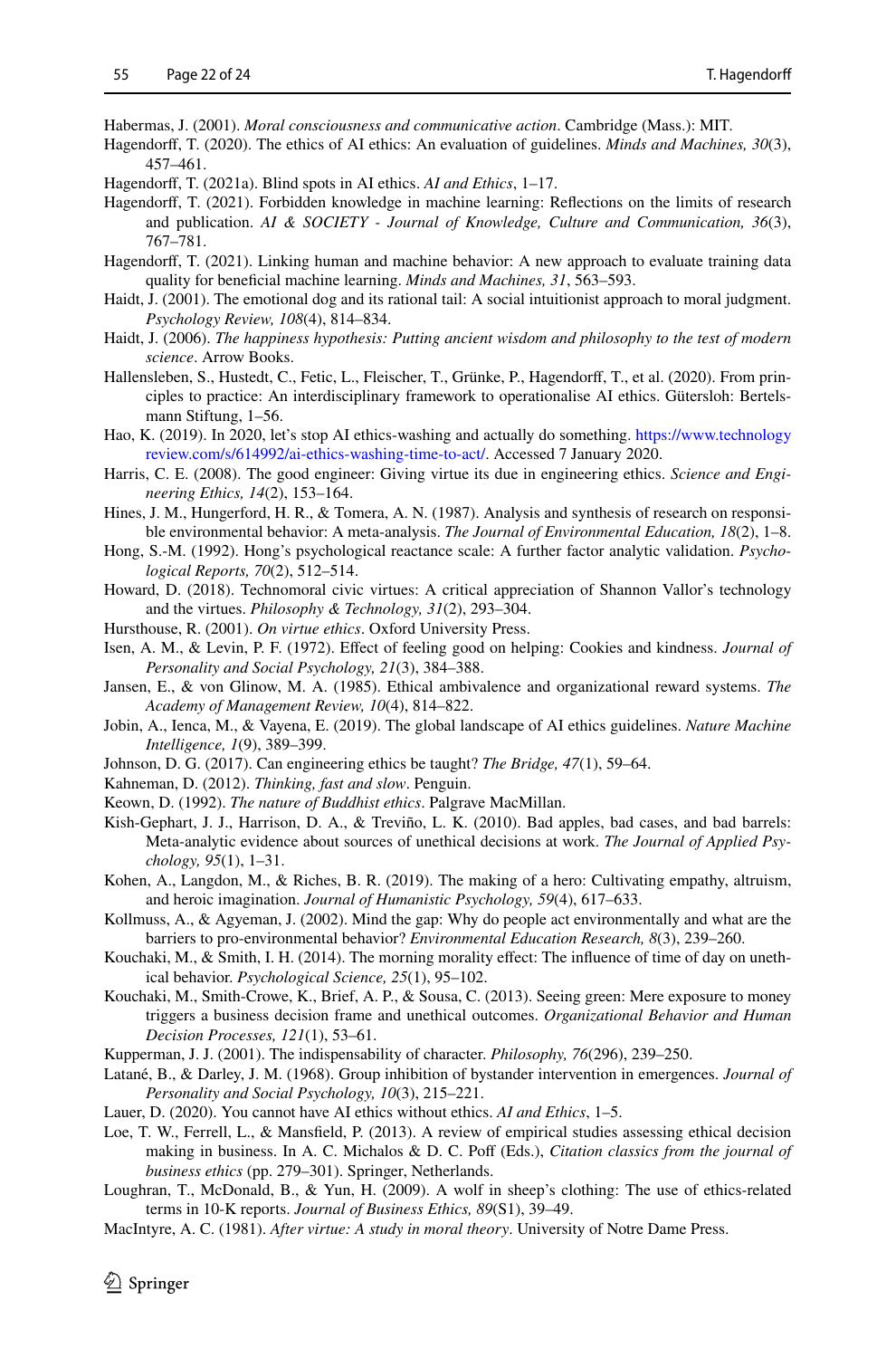Habermas, J. (2001). *Moral consciousness and communicative action*. Cambridge (Mass.): MIT.

Hagendorff, T. (2020). The ethics of AI ethics: An evaluation of guidelines. *Minds and Machines, 30*(3), 457–461.

Hagendorff, T. (2021a). Blind spots in AI ethics. *AI and Ethics*, 1–17.

Hagendorff, T. (2021). Forbidden knowledge in machine learning: Reflections on the limits of research and publication. *AI & SOCIETY - Journal of Knowledge, Culture and Communication, 36*(3), 767–781.

Hagendorff, T. (2021). Linking human and machine behavior: A new approach to evaluate training data quality for beneficial machine learning. *Minds and Machines, 31*, 563–593.

Haidt, J. (2001). The emotional dog and its rational tail: A social intuitionist approach to moral judgment. *Psychology Review, 108*(4), 814–834.

Haidt, J. (2006). *The happiness hypothesis: Putting ancient wisdom and philosophy to the test of modern science*. Arrow Books.

Hallensleben, S., Hustedt, C., Fetic, L., Fleischer, T., Grünke, P., Hagendorff, T., et al. (2020). From principles to practice: An interdisciplinary framework to operationalise AI ethics. Gütersloh: Bertelsmann Stiftung, 1–56.

Hao, K. (2019). In 2020, let's stop AI ethics-washing and actually do something. https://www.technologyreview.com/s/614992/ai-ethics-washing-time-to-act/. Accessed 7 January 2020.

Harris, C. E. (2008). The good engineer: Giving virtue its due in engineering ethics. *Science and Engineering Ethics, 14*(2), 153–164.

Hines, J. M., Hungerford, H. R., & Tomera, A. N. (1987). Analysis and synthesis of research on responsible environmental behavior: A meta-analysis. *The Journal of Environmental Education, 18*(2), 1–8.

Hong, S.-M. (1992). Hong's psychological reactance scale: A further factor analytic validation. *Psychological Reports, 70*(2), 512–514.

Howard, D. (2018). Technomoral civic virtues: A critical appreciation of Shannon Vallor's technology and the virtues. *Philosophy & Technology, 31*(2), 293–304.

Hursthouse, R. (2001). *On virtue ethics*. Oxford University Press.

Isen, A. M., & Levin, P. F. (1972). Effect of feeling good on helping: Cookies and kindness. *Journal of Personality and Social Psychology, 21*(3), 384–388.

Jansen, E., & von Glinow, M. A. (1985). Ethical ambivalence and organizational reward systems. *The Academy of Management Review, 10*(4), 814–822.

Jobin, A., Ienca, M., & Vayena, E. (2019). The global landscape of AI ethics guidelines. *Nature Machine Intelligence, 1*(9), 389–399.

Johnson, D. G. (2017). Can engineering ethics be taught? *The Bridge, 47*(1), 59–64.

Kahneman, D. (2012). *Thinking, fast and slow*. Penguin.

Keown, D. (1992). *The nature of Buddhist ethics*. Palgrave MacMillan.

Kish-Gephart, J. J., Harrison, D. A., & Treviño, L. K. (2010). Bad apples, bad cases, and bad barrels: Meta-analytic evidence about sources of unethical decisions at work. *The Journal of Applied Psychology, 95*(1), 1–31.

Kohen, A., Langdon, M., & Riches, B. R. (2019). The making of a hero: Cultivating empathy, altruism, and heroic imagination. *Journal of Humanistic Psychology, 59*(4), 617–633.

Kollmuss, A., & Agyeman, J. (2002). Mind the gap: Why do people act environmentally and what are the barriers to pro-environmental behavior? *Environmental Education Research, 8*(3), 239–260.

Kouchaki, M., & Smith, I. H. (2014). The morning morality effect: The influence of time of day on unethical behavior. *Psychological Science, 25*(1), 95–102.

Kouchaki, M., Smith-Crowe, K., Brief, A. P., & Sousa, C. (2013). Seeing green: Mere exposure to money triggers a business decision frame and unethical outcomes. *Organizational Behavior and Human Decision Processes, 121*(1), 53–61.

Kupperman, J. J. (2001). The indispensability of character. *Philosophy, 76*(296), 239–250.

Latané, B., & Darley, J. M. (1968). Group inhibition of bystander intervention in emergences. *Journal of Personality and Social Psychology, 10*(3), 215–221.

Lauer, D. (2020). You cannot have AI ethics without ethics. *AI and Ethics*, 1–5.

Loe, T. W., Ferrell, L., & Mansfield, P. (2013). A review of empirical studies assessing ethical decision making in business. In A. C. Michalos & D. C. Poff (Eds.), *Citation classics from the journal of business ethics* (pp. 279–301). Springer, Netherlands.

Loughran, T., McDonald, B., & Yun, H. (2009). A wolf in sheep's clothing: The use of ethics-related terms in 10-K reports. *Journal of Business Ethics, 89*(S1), 39–49.

MacIntyre, A. C. (1981). *After virtue: A study in moral theory*. University of Notre Dame Press.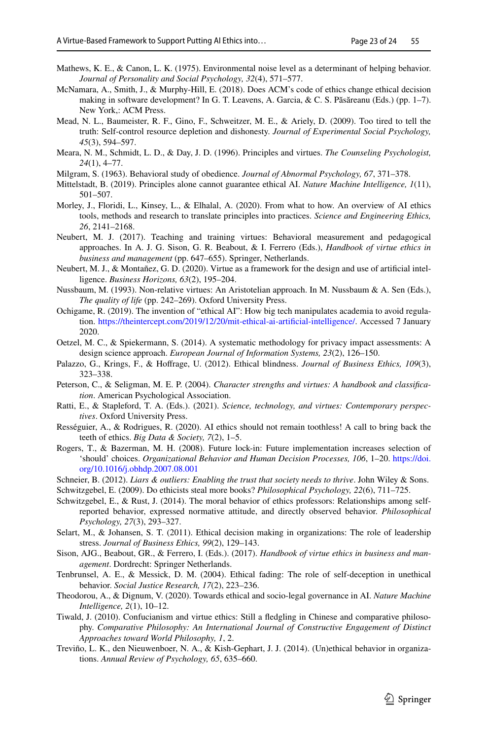Mathews, K. E., & Canon, L. K. (1975). Environmental noise level as a determinant of helping behavior. *Journal of Personality and Social Psychology, 32*(4), 571–577.

McNamara, A., Smith, J., & Murphy-Hill, E. (2018). Does ACM's code of ethics change ethical decision making in software development? In G. T. Leavens, A. Garcia, & C. S. Păsăreanu (Eds.) (pp. 1–7). New York,: ACM Press.

Mead, N. L., Baumeister, R. F., Gino, F., Schweitzer, M. E., & Ariely, D. (2009). Too tired to tell the truth: Self-control resource depletion and dishonesty. *Journal of Experimental Social Psychology, 45*(3), 594–597.

Meara, N. M., Schmidt, L. D., & Day, J. D. (1996). Principles and virtues. *The Counseling Psychologist, 24*(1), 4–77.

Milgram, S. (1963). Behavioral study of obedience. *Journal of Abnormal Psychology, 67*, 371–378.

Mittelstadt, B. (2019). Principles alone cannot guarantee ethical AI. *Nature Machine Intelligence, 1*(11), 501–507.

Morley, J., Floridi, L., Kinsey, L., & Elhalal, A. (2020). From what to how. An overview of AI ethics tools, methods and research to translate principles into practices. *Science and Engineering Ethics, 26*, 2141–2168.

Neubert, M. J. (2017). Teaching and training virtues: Behavioral measurement and pedagogical approaches. In A. J. G. Sison, G. R. Beabout, & I. Ferrero (Eds.), *Handbook of virtue ethics in business and management* (pp. 647–655). Springer, Netherlands.

Neubert, M. J., & Montañez, G. D. (2020). Virtue as a framework for the design and use of artificial intelligence. *Business Horizons, 63*(2), 195–204.

Nussbaum, M. (1993). Non-relative virtues: An Aristotelian approach. In M. Nussbaum & A. Sen (Eds.), *The quality of life* (pp. 242–269). Oxford University Press.

Ochigame, R. (2019). The invention of "ethical AI": How big tech manipulates academia to avoid regulation. https://theintercept.com/2019/12/20/mit-ethical-ai-artificial-intelligence/. Accessed 7 January 2020.

Oetzel, M. C., & Spiekermann, S. (2014). A systematic methodology for privacy impact assessments: A design science approach. *European Journal of Information Systems, 23*(2), 126–150.

Palazzo, G., Krings, F., & Hoffrage, U. (2012). Ethical blindness. *Journal of Business Ethics, 109*(3), 323–338.

Peterson, C., & Seligman, M. E. P. (2004). *Character strengths and virtues: A handbook and classification*. American Psychological Association.

Ratti, E., & Stapleford, T. A. (Eds.). (2021). *Science, technology, and virtues: Contemporary perspectives*. Oxford University Press.

Rességuier, A., & Rodrigues, R. (2020). AI ethics should not remain toothless! A call to bring back the teeth of ethics. *Big Data & Society, 7*(2), 1–5.

Rogers, T., & Bazerman, M. H. (2008). Future lock-in: Future implementation increases selection of 'should' choices. *Organizational Behavior and Human Decision Processes, 106*, 1–20. https://doi.org/10.1016/j.obhdp.2007.08.001

Schneier, B. (2012). *Liars & outliers: Enabling the trust that society needs to thrive*. John Wiley & Sons.

Schwitzgebel, E. (2009). Do ethicists steal more books? *Philosophical Psychology, 22*(6), 711–725.

Schwitzgebel, E., & Rust, J. (2014). The moral behavior of ethics professors: Relationships among self-reported behavior, expressed normative attitude, and directly observed behavior. *Philosophical Psychology, 27*(3), 293–327.

Selart, M., & Johansen, S. T. (2011). Ethical decision making in organizations: The role of leadership stress. *Journal of Business Ethics, 99*(2), 129–143.

Sison, AJG., Beabout, GR., & Ferrero, I. (Eds.). (2017). *Handbook of virtue ethics in business and management*. Dordrecht: Springer Netherlands.

Tenbrunsel, A. E., & Messick, D. M. (2004). Ethical fading: The role of self-deception in unethical behavior. *Social Justice Research, 17*(2), 223–236.

Theodorou, A., & Dignum, V. (2020). Towards ethical and socio-legal governance in AI. *Nature Machine Intelligence, 2*(1), 10–12.

Tiwald, J. (2010). Confucianism and virtue ethics: Still a fledgling in Chinese and comparative philosophy. *Comparative Philosophy: An International Journal of Constructive Engagement of Distinct Approaches toward World Philosophy, 1*, 2.

Treviño, L. K., den Nieuwenboer, N. A., & Kish-Gephart, J. J. (2014). (Un)ethical behavior in organizations. *Annual Review of Psychology, 65*, 635–660.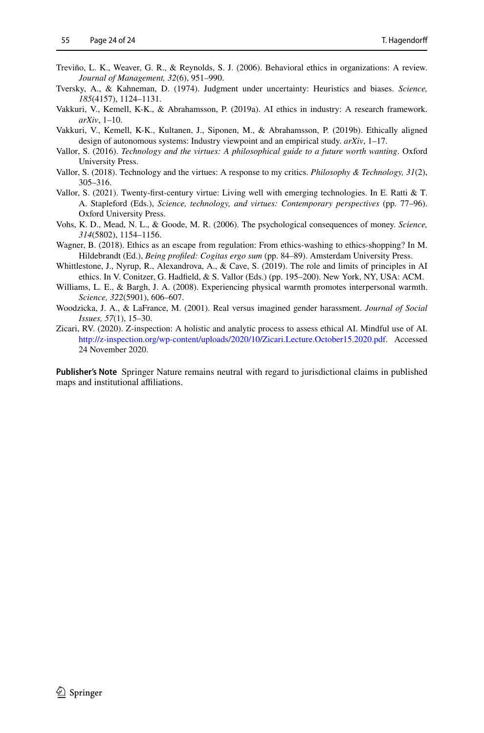Treviño, L. K., Weaver, G. R., & Reynolds, S. J. (2006). Behavioral ethics in organizations: A review. *Journal of Management, 32*(6), 951–990.

Tversky, A., & Kahneman, D. (1974). Judgment under uncertainty: Heuristics and biases. *Science, 185*(4157), 1124–1131.

Vakkuri, V., Kemell, K-K., & Abrahamsson, P. (2019a). AI ethics in industry: A research framework. *arXiv*, 1–10.

Vakkuri, V., Kemell, K-K., Kultanen, J., Siponen, M., & Abrahamsson, P. (2019b). Ethically aligned design of autonomous systems: Industry viewpoint and an empirical study. *arXiv*, 1–17.

Vallor, S. (2016). *Technology and the virtues: A philosophical guide to a future worth wanting*. Oxford University Press.

Vallor, S. (2018). Technology and the virtues: A response to my critics. *Philosophy & Technology, 31*(2), 305–316.

Vallor, S. (2021). Twenty-first-century virtue: Living well with emerging technologies. In E. Ratti & T. A. Stapleford (Eds.), *Science, technology, and virtues: Contemporary perspectives* (pp. 77–96). Oxford University Press.

Vohs, K. D., Mead, N. L., & Goode, M. R. (2006). The psychological consequences of money. *Science, 314*(5802), 1154–1156.

Wagner, B. (2018). Ethics as an escape from regulation: From ethics-washing to ethics-shopping? In M. Hildebrandt (Ed.), *Being profiled: Cogitas ergo sum* (pp. 84–89). Amsterdam University Press.

Whittlestone, J., Nyrup, R., Alexandrova, A., & Cave, S. (2019). The role and limits of principles in AI ethics. In V. Conitzer, G. Hadfield, & S. Vallor (Eds.) (pp. 195–200). New York, NY, USA: ACM.

Williams, L. E., & Bargh, J. A. (2008). Experiencing physical warmth promotes interpersonal warmth. *Science, 322*(5901), 606–607.

Woodzicka, J. A., & LaFrance, M. (2001). Real versus imagined gender harassment. *Journal of Social Issues, 57*(1), 15–30.

Zicari, RV. (2020). Z-inspection: A holistic and analytic process to assess ethical AI. Mindful use of AI. http://z-inspection.org/wp-content/uploads/2020/10/Zicari.Lecture.October15.2020.pdf. Accessed 24 November 2020.

**Publisher's Note** Springer Nature remains neutral with regard to jurisdictional claims in published maps and institutional affiliations.